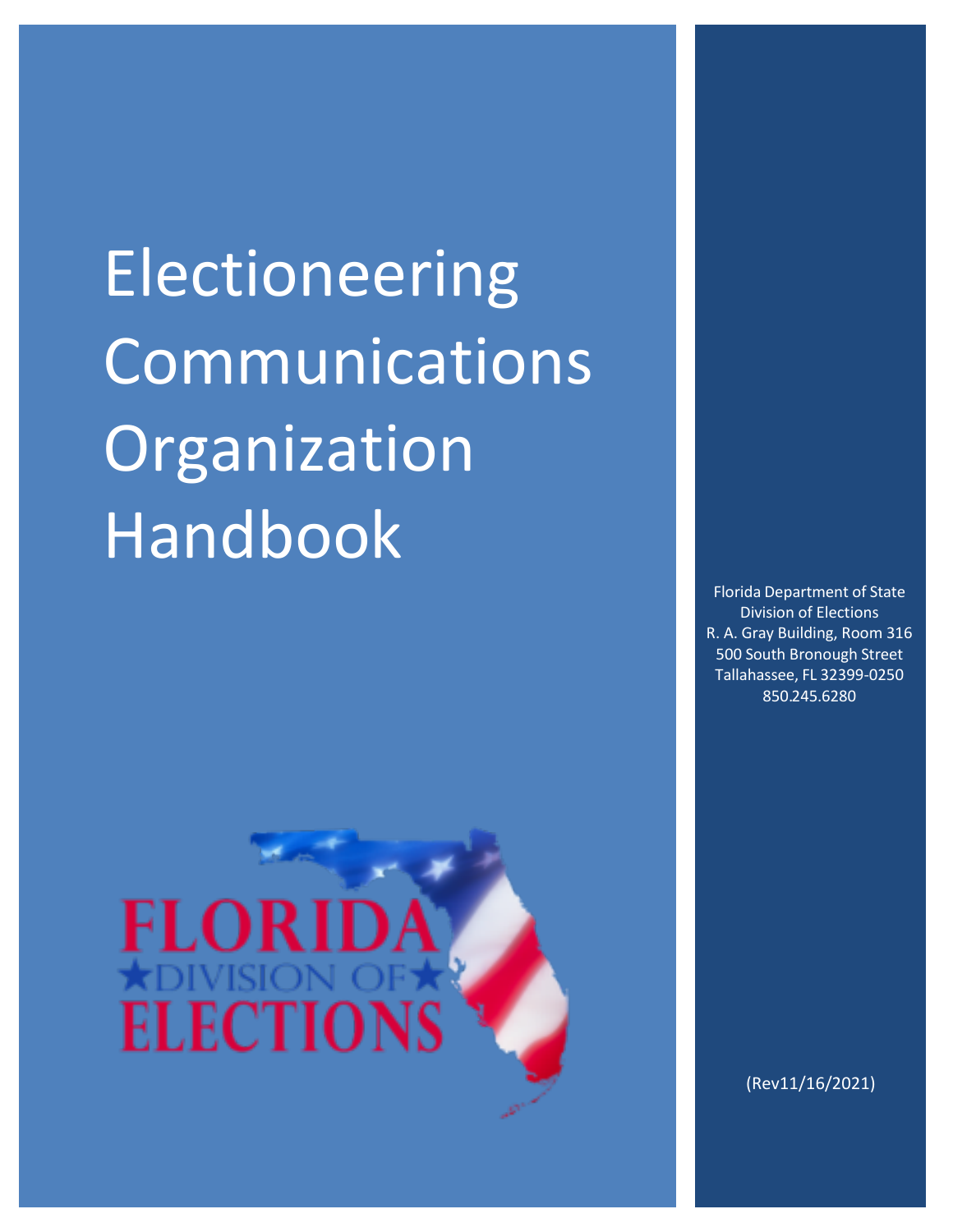# Electioneering Communications Organization Handbook

Florida Department of State
Division of Elections
R. A. Gray Building, Room 316
500 South Bronough Street
Tallahassee, FL 32399-0250
850.245.6280

FLORIDA
★DIVISION OF★
ELECTIONS

(Rev11/16/2021)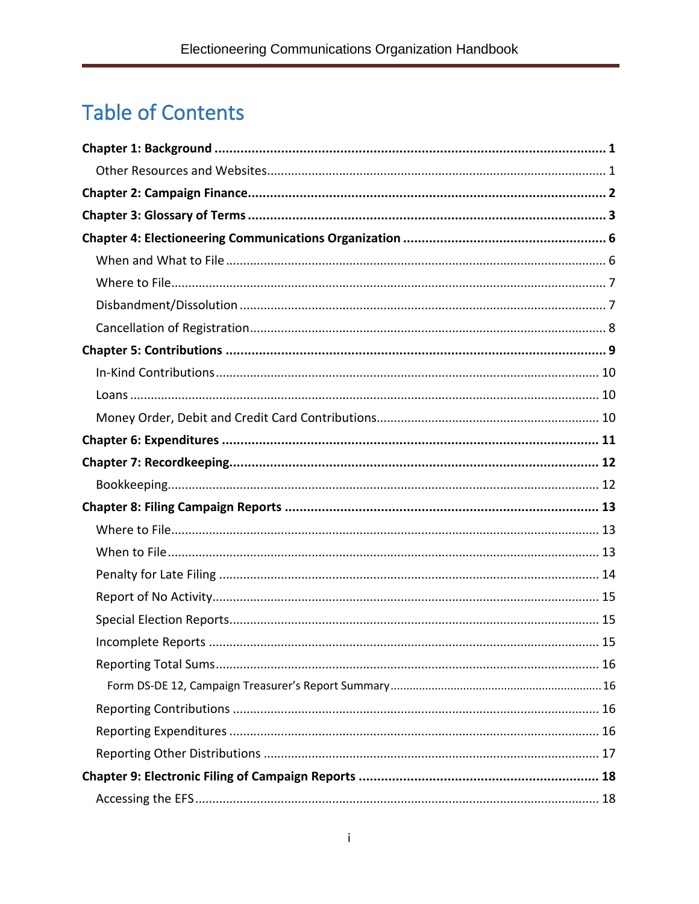# Table of Contents

**Chapter 1: Background** .......... **1**

- Other Resources and Websites .......... 1

**Chapter 2: Campaign Finance** .......... **2**

**Chapter 3: Glossary of Terms** .......... **3**

**Chapter 4: Electioneering Communications Organization** .......... **6**

- When and What to File .......... 6
- Where to File .......... 7
- Disbandment/Dissolution .......... 7
- Cancellation of Registration .......... 8

**Chapter 5: Contributions** .......... **9**

- In-Kind Contributions .......... 10
- Loans .......... 10
- Money Order, Debit and Credit Card Contributions .......... 10

**Chapter 6: Expenditures** .......... **11**

**Chapter 7: Recordkeeping** .......... **12**

- Bookkeeping .......... 12

**Chapter 8: Filing Campaign Reports** .......... **13**

- Where to File .......... 13
- When to File .......... 13
- Penalty for Late Filing .......... 14
- Report of No Activity .......... 15
- Special Election Reports .......... 15
- Incomplete Reports .......... 15
- Reporting Total Sums .......... 16
  - Form DS-DE 12, Campaign Treasurer's Report Summary .......... 16
- Reporting Contributions .......... 16
- Reporting Expenditures .......... 16
- Reporting Other Distributions .......... 17

**Chapter 9: Electronic Filing of Campaign Reports** .......... **18**

- Accessing the EFS .......... 18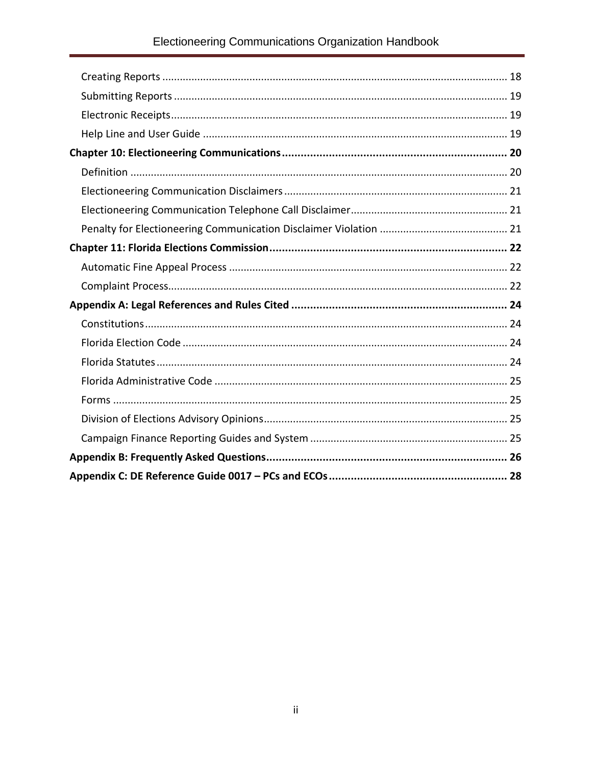Creating Reports ... 18

Submitting Reports ... 19

Electronic Receipts ... 19

Help Line and User Guide ... 19

**Chapter 10: Electioneering Communications ... 20**

Definition ... 20

Electioneering Communication Disclaimers ... 21

Electioneering Communication Telephone Call Disclaimer ... 21

Penalty for Electioneering Communication Disclaimer Violation ... 21

**Chapter 11: Florida Elections Commission ... 22**

Automatic Fine Appeal Process ... 22

Complaint Process ... 22

**Appendix A: Legal References and Rules Cited ... 24**

Constitutions ... 24

Florida Election Code ... 24

Florida Statutes ... 24

Florida Administrative Code ... 25

Forms ... 25

Division of Elections Advisory Opinions ... 25

Campaign Finance Reporting Guides and System ... 25

**Appendix B: Frequently Asked Questions ... 26**

**Appendix C: DE Reference Guide 0017 – PCs and ECOs ... 28**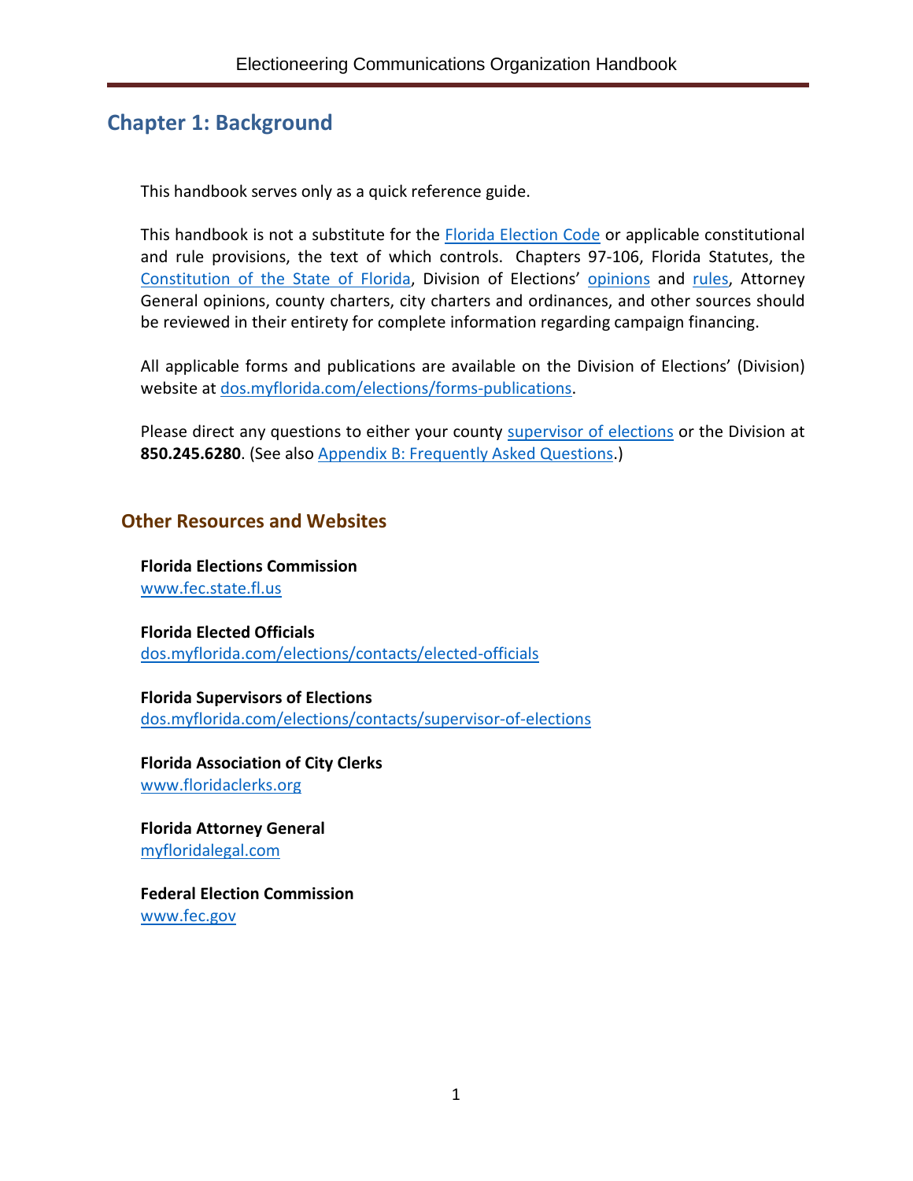# Chapter 1: Background

This handbook serves only as a quick reference guide.

This handbook is not a substitute for the Florida Election Code or applicable constitutional and rule provisions, the text of which controls. Chapters 97-106, Florida Statutes, the Constitution of the State of Florida, Division of Elections' opinions and rules, Attorney General opinions, county charters, city charters and ordinances, and other sources should be reviewed in their entirety for complete information regarding campaign financing.

All applicable forms and publications are available on the Division of Elections' (Division) website at dos.myflorida.com/elections/forms-publications.

Please direct any questions to either your county supervisor of elections or the Division at **850.245.6280**. (See also Appendix B: Frequently Asked Questions.)

## Other Resources and Websites

**Florida Elections Commission**
www.fec.state.fl.us

**Florida Elected Officials**
dos.myflorida.com/elections/contacts/elected-officials

**Florida Supervisors of Elections**
dos.myflorida.com/elections/contacts/supervisor-of-elections

**Florida Association of City Clerks**
www.floridaclerks.org

**Florida Attorney General**
myfloridalegal.com

**Federal Election Commission**
www.fec.gov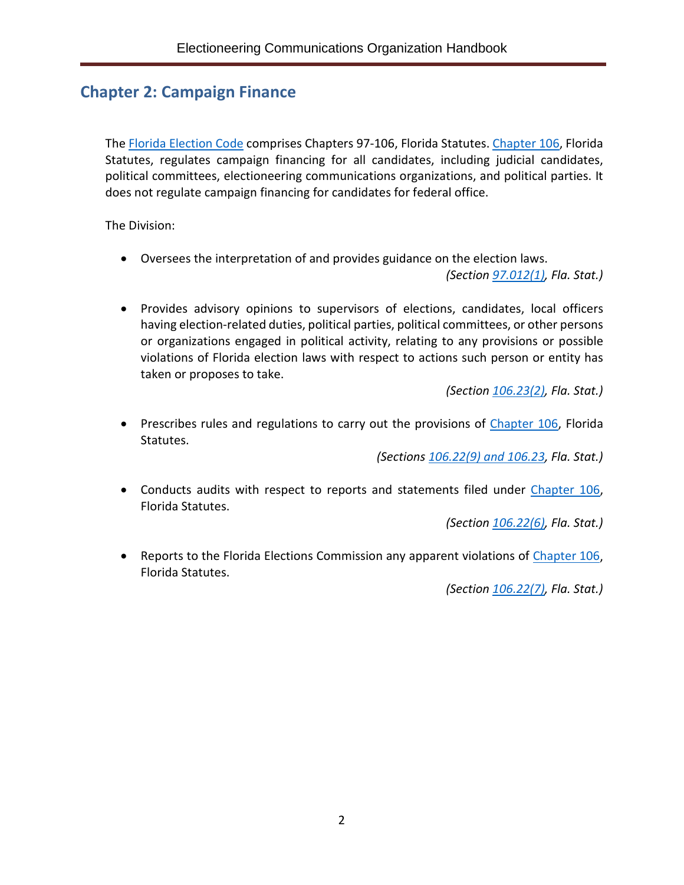## Chapter 2: Campaign Finance

The Florida Election Code comprises Chapters 97-106, Florida Statutes. Chapter 106, Florida Statutes, regulates campaign financing for all candidates, including judicial candidates, political committees, electioneering communications organizations, and political parties. It does not regulate campaign financing for candidates for federal office.

The Division:

- Oversees the interpretation of and provides guidance on the election laws.

  *(Section 97.012(1), Fla. Stat.)*

- Provides advisory opinions to supervisors of elections, candidates, local officers having election-related duties, political parties, political committees, or other persons or organizations engaged in political activity, relating to any provisions or possible violations of Florida election laws with respect to actions such person or entity has taken or proposes to take.

  *(Section 106.23(2), Fla. Stat.)*

- Prescribes rules and regulations to carry out the provisions of Chapter 106, Florida Statutes.

  *(Sections 106.22(9) and 106.23, Fla. Stat.)*

- Conducts audits with respect to reports and statements filed under Chapter 106, Florida Statutes.

  *(Section 106.22(6), Fla. Stat.)*

- Reports to the Florida Elections Commission any apparent violations of Chapter 106, Florida Statutes.

  *(Section 106.22(7), Fla. Stat.)*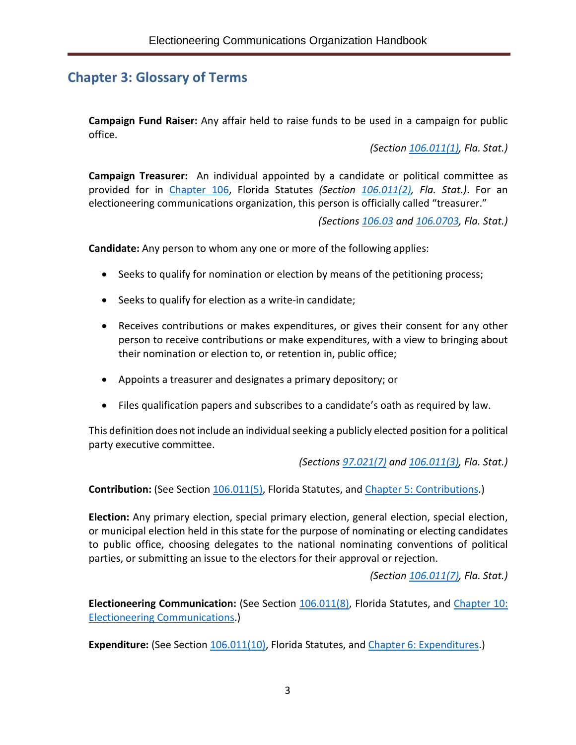## Chapter 3: Glossary of Terms

**Campaign Fund Raiser:** Any affair held to raise funds to be used in a campaign for public office.

*(Section 106.011(1), Fla. Stat.)*

**Campaign Treasurer:** An individual appointed by a candidate or political committee as provided for in Chapter 106, Florida Statutes *(Section 106.011(2), Fla. Stat.)*. For an electioneering communications organization, this person is officially called "treasurer."

*(Sections 106.03 and 106.0703, Fla. Stat.)*

**Candidate:** Any person to whom any one or more of the following applies:

- Seeks to qualify for nomination or election by means of the petitioning process;
- Seeks to qualify for election as a write-in candidate;
- Receives contributions or makes expenditures, or gives their consent for any other person to receive contributions or make expenditures, with a view to bringing about their nomination or election to, or retention in, public office;
- Appoints a treasurer and designates a primary depository; or
- Files qualification papers and subscribes to a candidate's oath as required by law.

This definition does not include an individual seeking a publicly elected position for a political party executive committee.

*(Sections 97.021(7) and 106.011(3), Fla. Stat.)*

**Contribution:** (See Section 106.011(5), Florida Statutes, and Chapter 5: Contributions.)

**Election:** Any primary election, special primary election, general election, special election, or municipal election held in this state for the purpose of nominating or electing candidates to public office, choosing delegates to the national nominating conventions of political parties, or submitting an issue to the electors for their approval or rejection.

*(Section 106.011(7), Fla. Stat.)*

**Electioneering Communication:** (See Section 106.011(8), Florida Statutes, and Chapter 10: Electioneering Communications.)

**Expenditure:** (See Section 106.011(10), Florida Statutes, and Chapter 6: Expenditures.)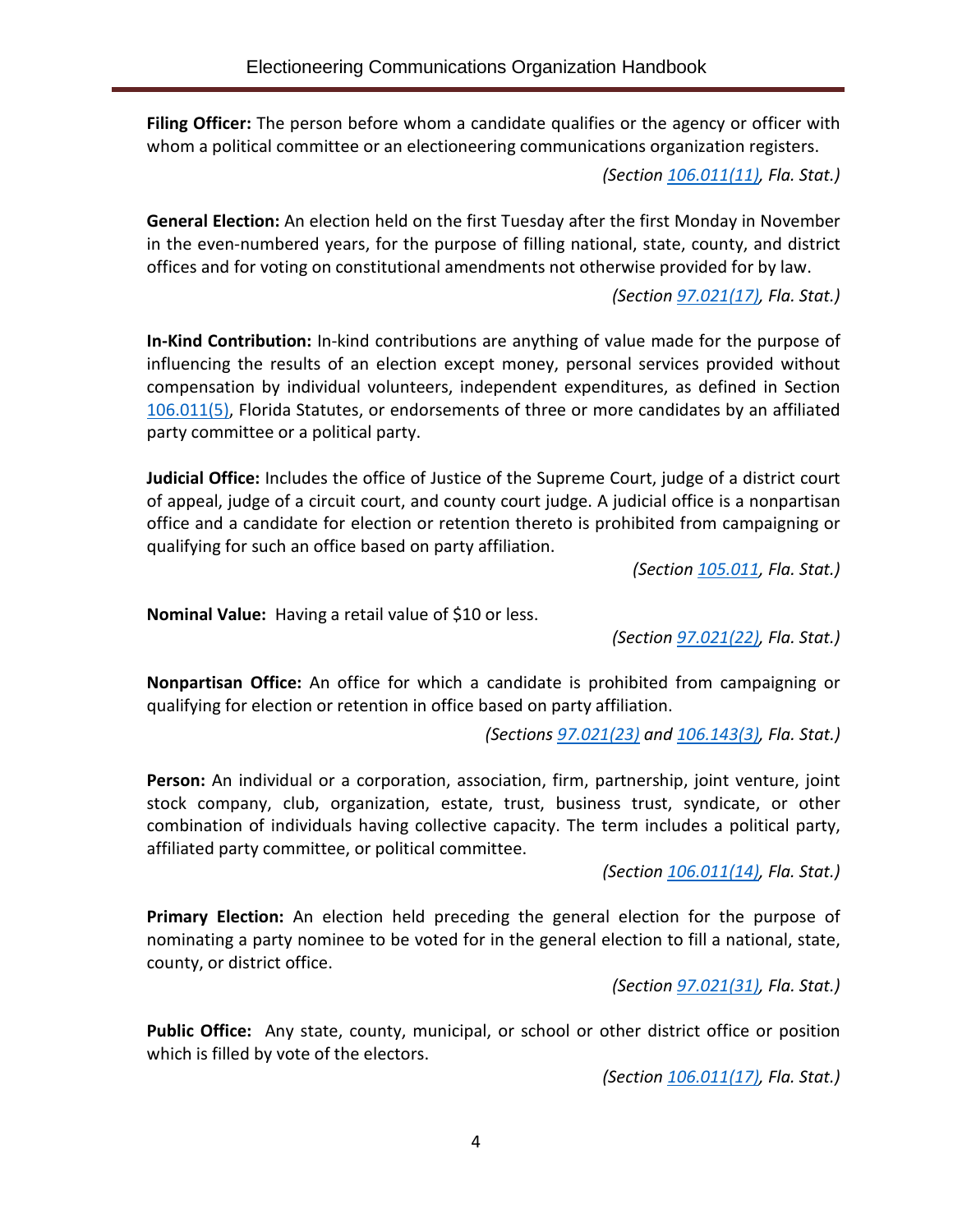**Filing Officer:** The person before whom a candidate qualifies or the agency or officer with whom a political committee or an electioneering communications organization registers.

*(Section 106.011(11), Fla. Stat.)*

**General Election:** An election held on the first Tuesday after the first Monday in November in the even-numbered years, for the purpose of filling national, state, county, and district offices and for voting on constitutional amendments not otherwise provided for by law.

*(Section 97.021(17), Fla. Stat.)*

**In-Kind Contribution:** In-kind contributions are anything of value made for the purpose of influencing the results of an election except money, personal services provided without compensation by individual volunteers, independent expenditures, as defined in Section 106.011(5), Florida Statutes, or endorsements of three or more candidates by an affiliated party committee or a political party.

**Judicial Office:** Includes the office of Justice of the Supreme Court, judge of a district court of appeal, judge of a circuit court, and county court judge. A judicial office is a nonpartisan office and a candidate for election or retention thereto is prohibited from campaigning or qualifying for such an office based on party affiliation.

*(Section 105.011, Fla. Stat.)*

**Nominal Value:** Having a retail value of $10 or less.

*(Section 97.021(22), Fla. Stat.)*

**Nonpartisan Office:** An office for which a candidate is prohibited from campaigning or qualifying for election or retention in office based on party affiliation.

*(Sections 97.021(23) and 106.143(3), Fla. Stat.)*

**Person:** An individual or a corporation, association, firm, partnership, joint venture, joint stock company, club, organization, estate, trust, business trust, syndicate, or other combination of individuals having collective capacity. The term includes a political party, affiliated party committee, or political committee.

*(Section 106.011(14), Fla. Stat.)*

**Primary Election:** An election held preceding the general election for the purpose of nominating a party nominee to be voted for in the general election to fill a national, state, county, or district office.

*(Section 97.021(31), Fla. Stat.)*

**Public Office:** Any state, county, municipal, or school or other district office or position which is filled by vote of the electors.

*(Section 106.011(17), Fla. Stat.)*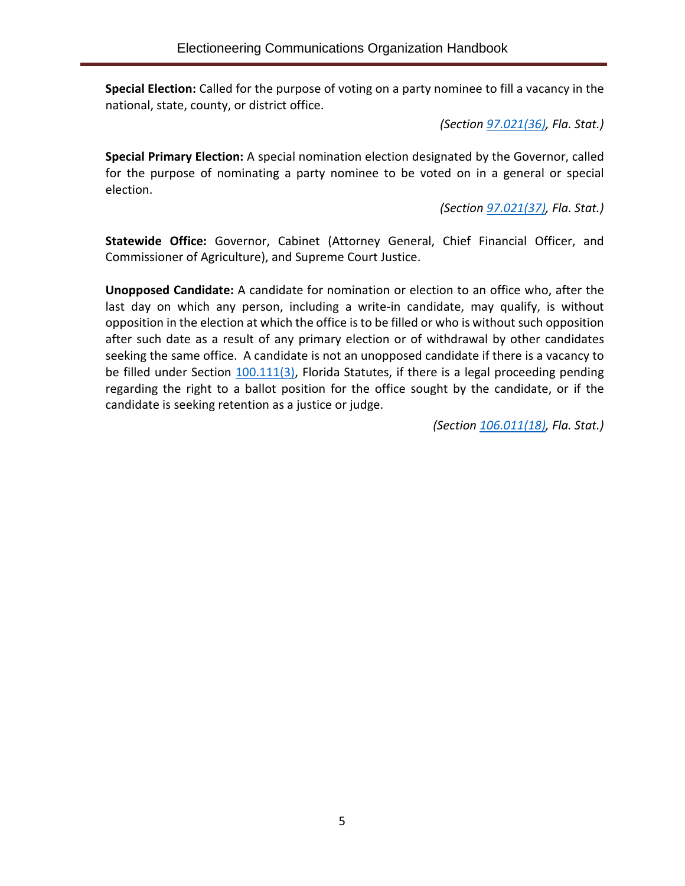**Special Election:** Called for the purpose of voting on a party nominee to fill a vacancy in the national, state, county, or district office.

*(Section 97.021(36), Fla. Stat.)*

**Special Primary Election:** A special nomination election designated by the Governor, called for the purpose of nominating a party nominee to be voted on in a general or special election.

*(Section 97.021(37), Fla. Stat.)*

**Statewide Office:** Governor, Cabinet (Attorney General, Chief Financial Officer, and Commissioner of Agriculture), and Supreme Court Justice.

**Unopposed Candidate:** A candidate for nomination or election to an office who, after the last day on which any person, including a write-in candidate, may qualify, is without opposition in the election at which the office is to be filled or who is without such opposition after such date as a result of any primary election or of withdrawal by other candidates seeking the same office. A candidate is not an unopposed candidate if there is a vacancy to be filled under Section 100.111(3), Florida Statutes, if there is a legal proceeding pending regarding the right to a ballot position for the office sought by the candidate, or if the candidate is seeking retention as a justice or judge.

*(Section 106.011(18), Fla. Stat.)*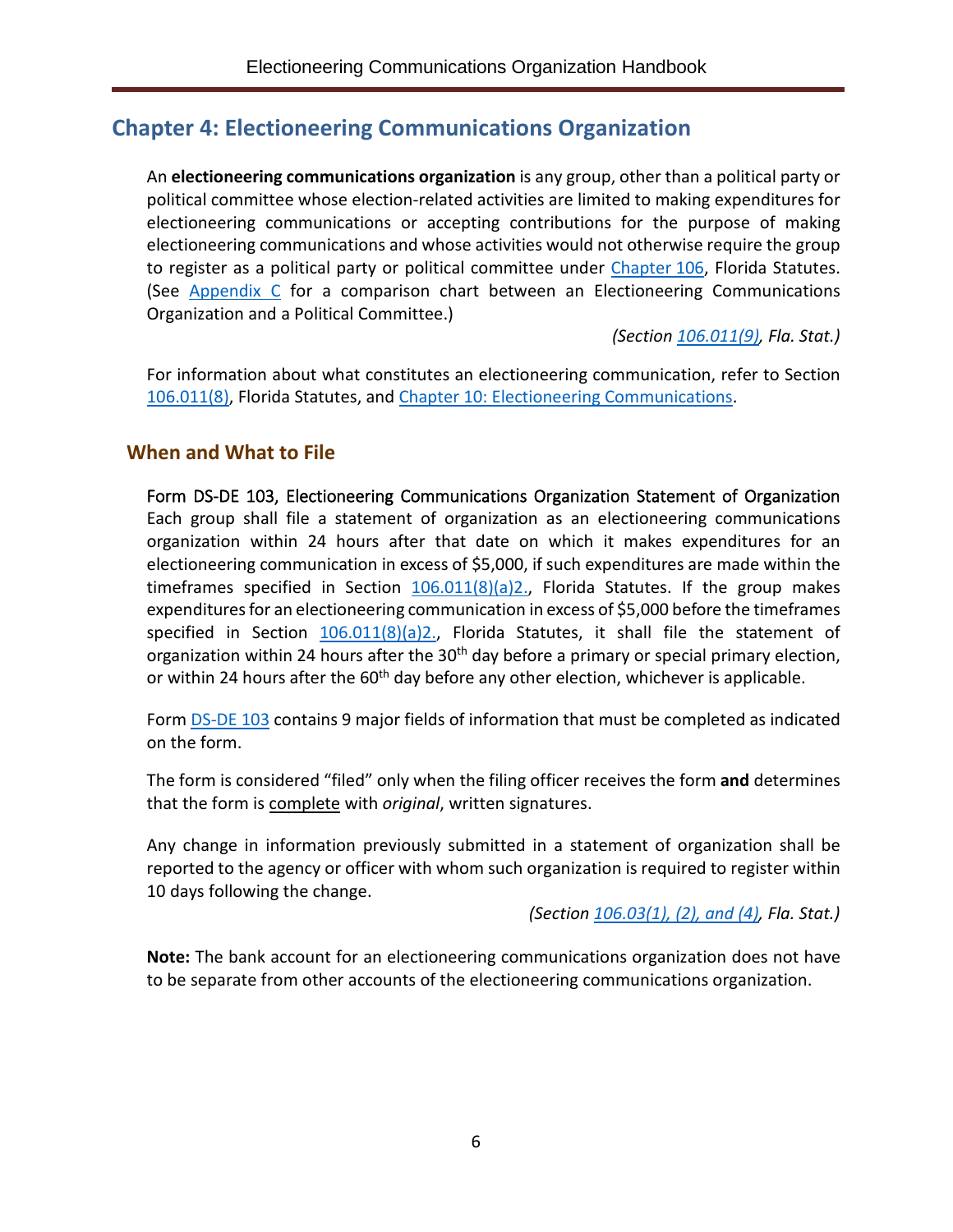## Chapter 4: Electioneering Communications Organization

An **electioneering communications organization** is any group, other than a political party or political committee whose election-related activities are limited to making expenditures for electioneering communications or accepting contributions for the purpose of making electioneering communications and whose activities would not otherwise require the group to register as a political party or political committee under Chapter 106, Florida Statutes. (See Appendix C for a comparison chart between an Electioneering Communications Organization and a Political Committee.)

*(Section 106.011(9), Fla. Stat.)*

For information about what constitutes an electioneering communication, refer to Section 106.011(8), Florida Statutes, and Chapter 10: Electioneering Communications.

### When and What to File

Form DS-DE 103, Electioneering Communications Organization Statement of Organization

Each group shall file a statement of organization as an electioneering communications organization within 24 hours after that date on which it makes expenditures for an electioneering communication in excess of $5,000, if such expenditures are made within the timeframes specified in Section 106.011(8)(a)2., Florida Statutes. If the group makes expenditures for an electioneering communication in excess of $5,000 before the timeframes specified in Section 106.011(8)(a)2., Florida Statutes, it shall file the statement of organization within 24 hours after the 30th day before a primary or special primary election, or within 24 hours after the 60th day before any other election, whichever is applicable.

Form DS-DE 103 contains 9 major fields of information that must be completed as indicated on the form.

The form is considered "filed" only when the filing officer receives the form **and** determines that the form is complete with *original*, written signatures.

Any change in information previously submitted in a statement of organization shall be reported to the agency or officer with whom such organization is required to register within 10 days following the change.

*(Section 106.03(1), (2), and (4), Fla. Stat.)*

**Note:** The bank account for an electioneering communications organization does not have to be separate from other accounts of the electioneering communications organization.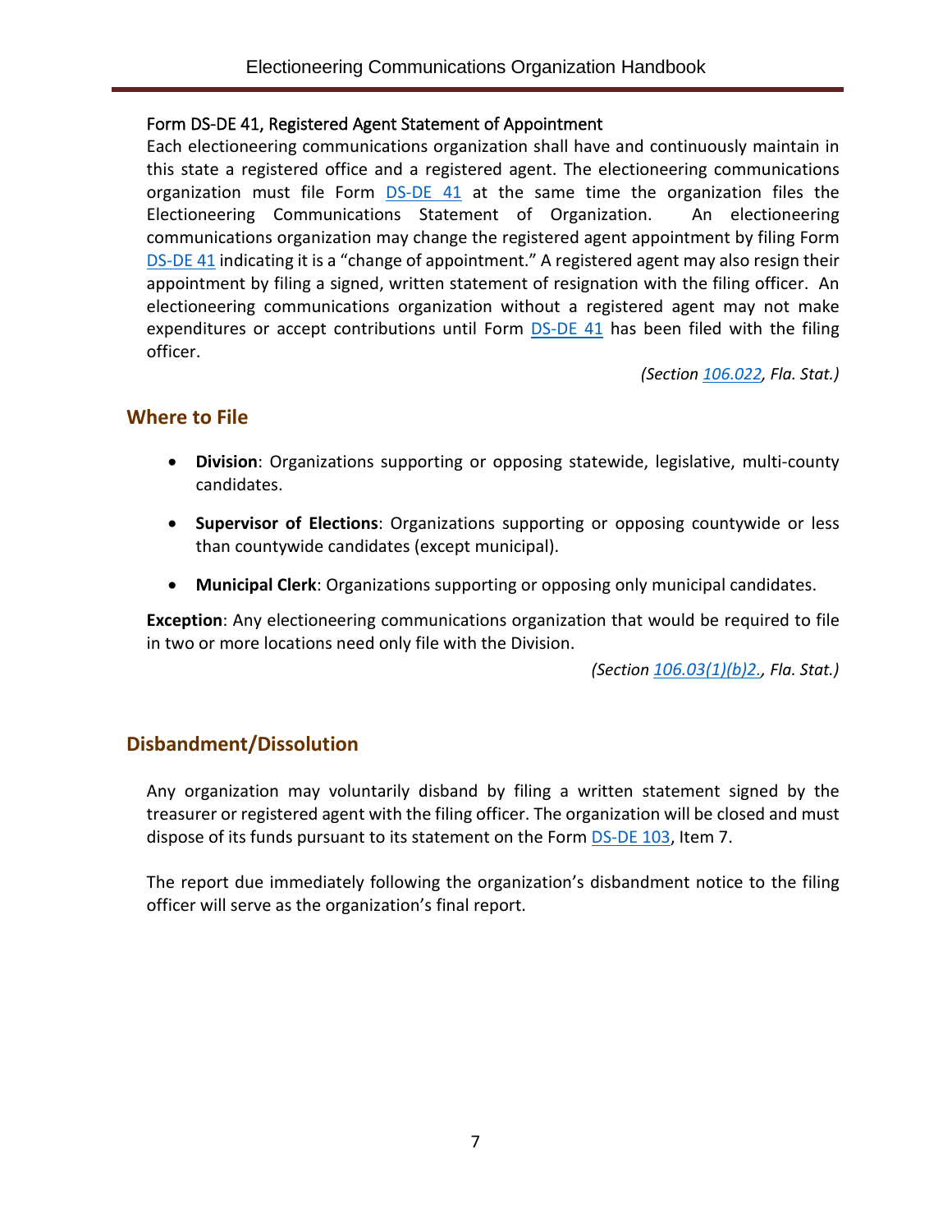### Form DS-DE 41, Registered Agent Statement of Appointment

Each electioneering communications organization shall have and continuously maintain in this state a registered office and a registered agent. The electioneering communications organization must file Form DS-DE 41 at the same time the organization files the Electioneering Communications Statement of Organization. An electioneering communications organization may change the registered agent appointment by filing Form DS-DE 41 indicating it is a "change of appointment." A registered agent may also resign their appointment by filing a signed, written statement of resignation with the filing officer. An electioneering communications organization without a registered agent may not make expenditures or accept contributions until Form DS-DE 41 has been filed with the filing officer.

*(Section 106.022, Fla. Stat.)*

## Where to File

- **Division**: Organizations supporting or opposing statewide, legislative, multi-county candidates.
- **Supervisor of Elections**: Organizations supporting or opposing countywide or less than countywide candidates (except municipal).
- **Municipal Clerk**: Organizations supporting or opposing only municipal candidates.

**Exception**: Any electioneering communications organization that would be required to file in two or more locations need only file with the Division.

*(Section 106.03(1)(b)2., Fla. Stat.)*

## Disbandment/Dissolution

Any organization may voluntarily disband by filing a written statement signed by the treasurer or registered agent with the filing officer. The organization will be closed and must dispose of its funds pursuant to its statement on the Form DS-DE 103, Item 7.

The report due immediately following the organization's disbandment notice to the filing officer will serve as the organization's final report.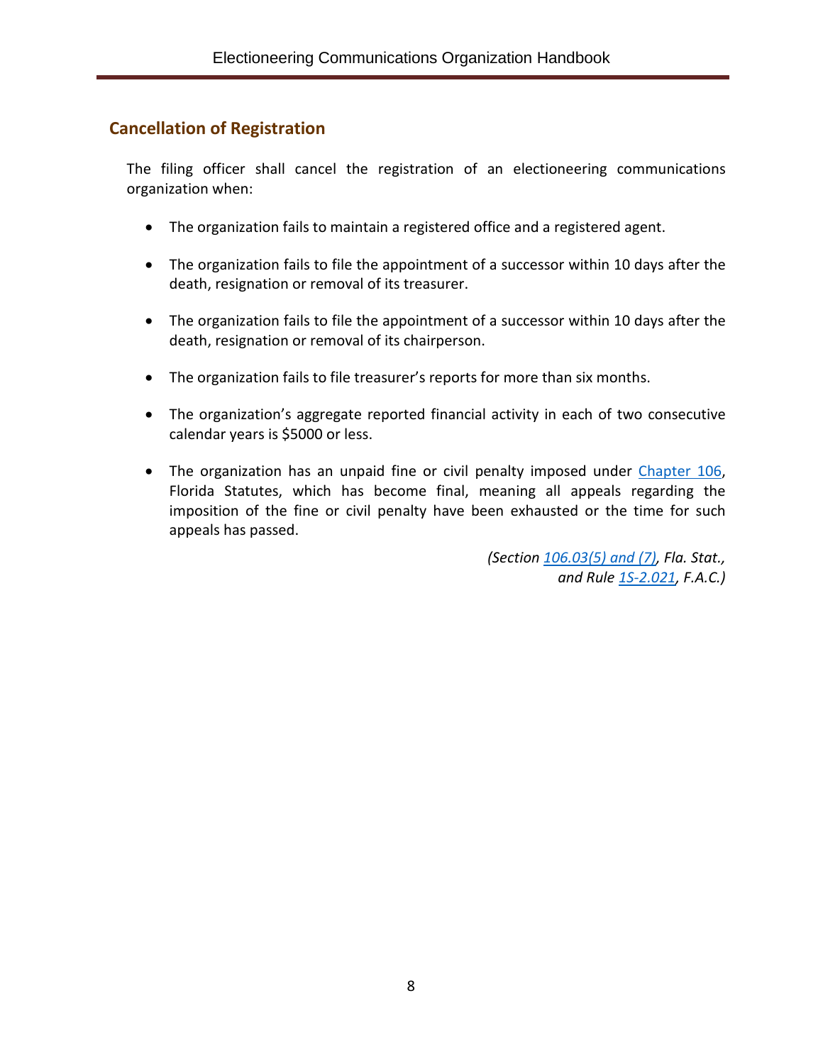## Cancellation of Registration

The filing officer shall cancel the registration of an electioneering communications organization when:

- The organization fails to maintain a registered office and a registered agent.
- The organization fails to file the appointment of a successor within 10 days after the death, resignation or removal of its treasurer.
- The organization fails to file the appointment of a successor within 10 days after the death, resignation or removal of its chairperson.
- The organization fails to file treasurer's reports for more than six months.
- The organization's aggregate reported financial activity in each of two consecutive calendar years is $5000 or less.
- The organization has an unpaid fine or civil penalty imposed under Chapter 106, Florida Statutes, which has become final, meaning all appeals regarding the imposition of the fine or civil penalty have been exhausted or the time for such appeals has passed.

*(Section 106.03(5) and (7), Fla. Stat., and Rule 1S-2.021, F.A.C.)*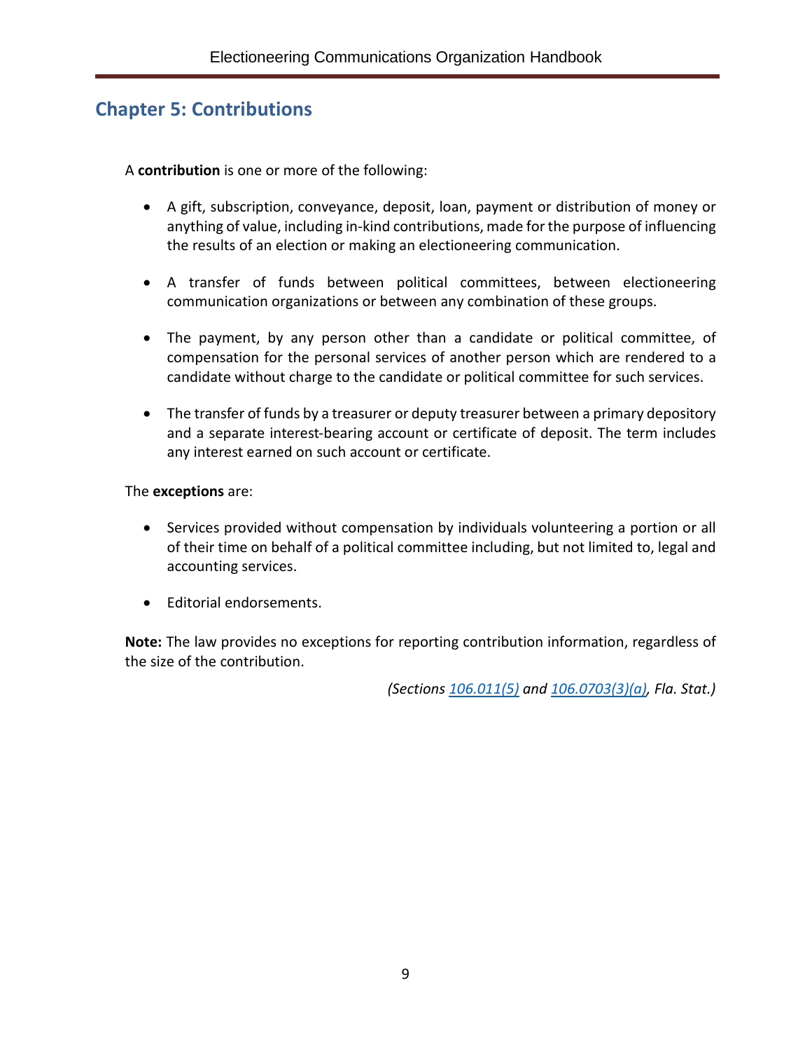## Chapter 5: Contributions

A **contribution** is one or more of the following:

- A gift, subscription, conveyance, deposit, loan, payment or distribution of money or anything of value, including in-kind contributions, made for the purpose of influencing the results of an election or making an electioneering communication.
- A transfer of funds between political committees, between electioneering communication organizations or between any combination of these groups.
- The payment, by any person other than a candidate or political committee, of compensation for the personal services of another person which are rendered to a candidate without charge to the candidate or political committee for such services.
- The transfer of funds by a treasurer or deputy treasurer between a primary depository and a separate interest-bearing account or certificate of deposit. The term includes any interest earned on such account or certificate.

The **exceptions** are:

- Services provided without compensation by individuals volunteering a portion or all of their time on behalf of a political committee including, but not limited to, legal and accounting services.
- Editorial endorsements.

**Note:** The law provides no exceptions for reporting contribution information, regardless of the size of the contribution.

*(Sections 106.011(5) and 106.0703(3)(a), Fla. Stat.)*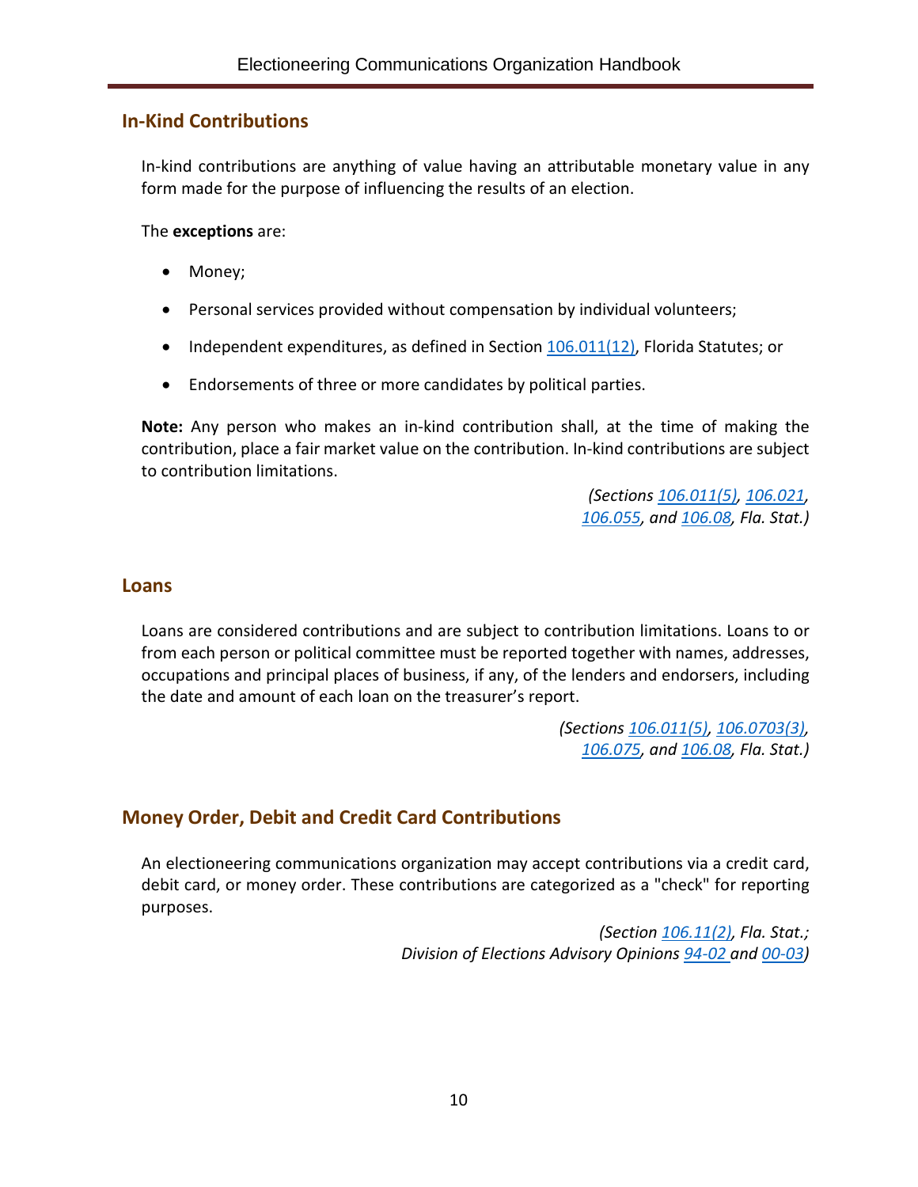## In-Kind Contributions

In-kind contributions are anything of value having an attributable monetary value in any form made for the purpose of influencing the results of an election.

The **exceptions** are:

- Money;
- Personal services provided without compensation by individual volunteers;
- Independent expenditures, as defined in Section 106.011(12), Florida Statutes; or
- Endorsements of three or more candidates by political parties.

**Note:** Any person who makes an in-kind contribution shall, at the time of making the contribution, place a fair market value on the contribution. In-kind contributions are subject to contribution limitations.

*(Sections 106.011(5), 106.021, 106.055, and 106.08, Fla. Stat.)*

## Loans

Loans are considered contributions and are subject to contribution limitations. Loans to or from each person or political committee must be reported together with names, addresses, occupations and principal places of business, if any, of the lenders and endorsers, including the date and amount of each loan on the treasurer's report.

*(Sections 106.011(5), 106.0703(3), 106.075, and 106.08, Fla. Stat.)*

## Money Order, Debit and Credit Card Contributions

An electioneering communications organization may accept contributions via a credit card, debit card, or money order. These contributions are categorized as a "check" for reporting purposes.

*(Section 106.11(2), Fla. Stat.; Division of Elections Advisory Opinions 94-02 and 00-03)*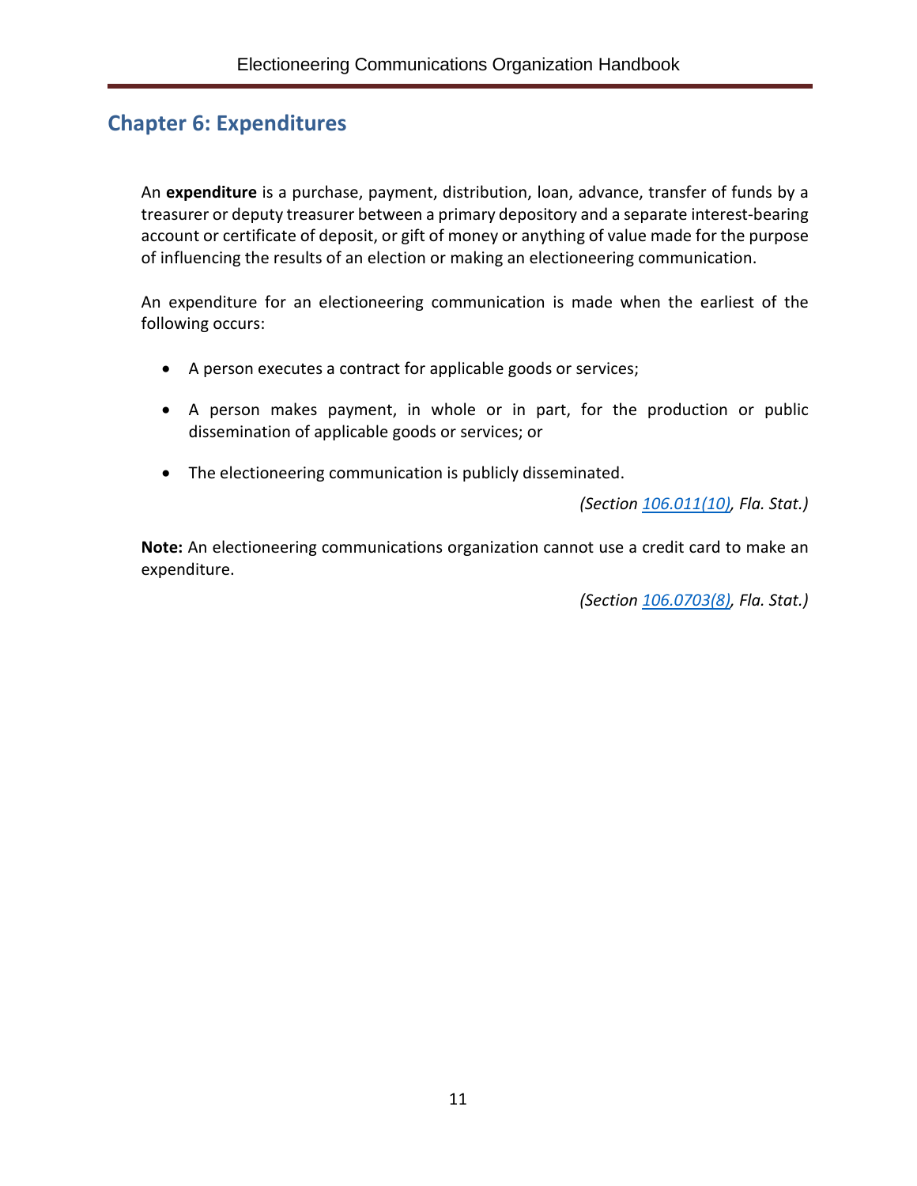## Chapter 6: Expenditures

An **expenditure** is a purchase, payment, distribution, loan, advance, transfer of funds by a treasurer or deputy treasurer between a primary depository and a separate interest-bearing account or certificate of deposit, or gift of money or anything of value made for the purpose of influencing the results of an election or making an electioneering communication.

An expenditure for an electioneering communication is made when the earliest of the following occurs:

- A person executes a contract for applicable goods or services;
- A person makes payment, in whole or in part, for the production or public dissemination of applicable goods or services; or
- The electioneering communication is publicly disseminated.

*(Section 106.011(10), Fla. Stat.)*

**Note:** An electioneering communications organization cannot use a credit card to make an expenditure.

*(Section 106.0703(8), Fla. Stat.)*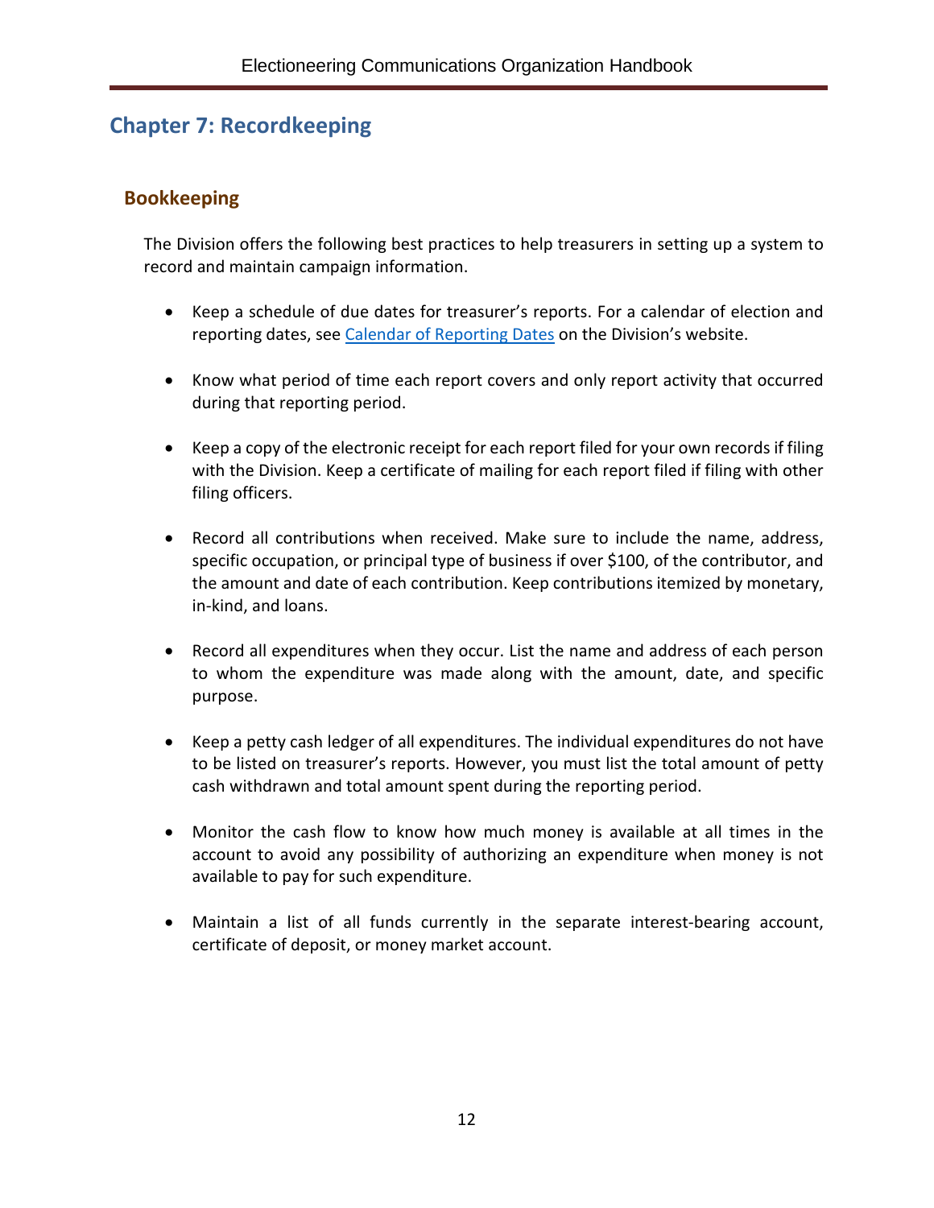# Chapter 7: Recordkeeping

## Bookkeeping

The Division offers the following best practices to help treasurers in setting up a system to record and maintain campaign information.

- Keep a schedule of due dates for treasurer's reports. For a calendar of election and reporting dates, see [Calendar of Reporting Dates] on the Division's website.

- Know what period of time each report covers and only report activity that occurred during that reporting period.

- Keep a copy of the electronic receipt for each report filed for your own records if filing with the Division. Keep a certificate of mailing for each report filed if filing with other filing officers.

- Record all contributions when received. Make sure to include the name, address, specific occupation, or principal type of business if over $100, of the contributor, and the amount and date of each contribution. Keep contributions itemized by monetary, in-kind, and loans.

- Record all expenditures when they occur. List the name and address of each person to whom the expenditure was made along with the amount, date, and specific purpose.

- Keep a petty cash ledger of all expenditures. The individual expenditures do not have to be listed on treasurer's reports. However, you must list the total amount of petty cash withdrawn and total amount spent during the reporting period.

- Monitor the cash flow to know how much money is available at all times in the account to avoid any possibility of authorizing an expenditure when money is not available to pay for such expenditure.

- Maintain a list of all funds currently in the separate interest-bearing account, certificate of deposit, or money market account.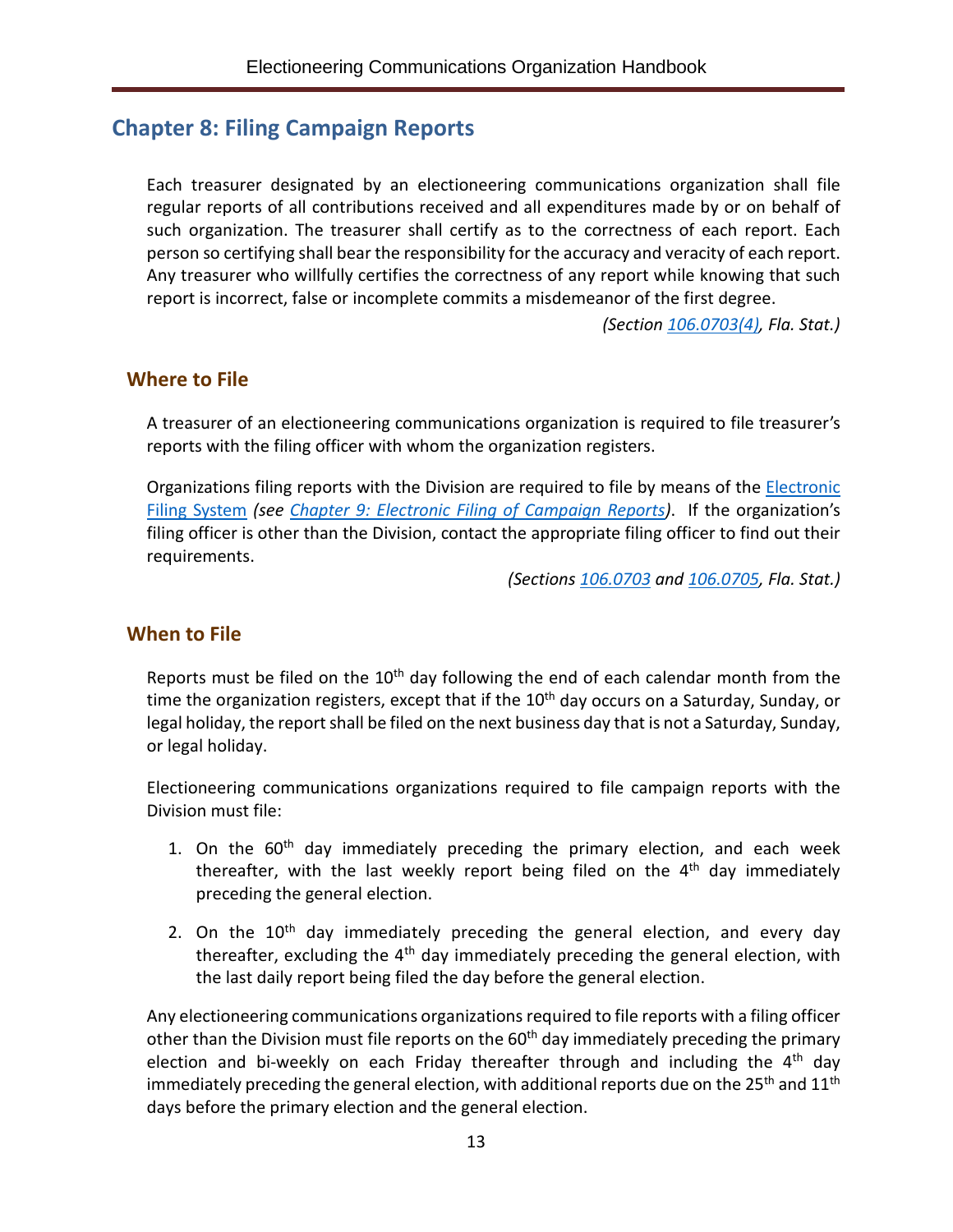## Chapter 8: Filing Campaign Reports

Each treasurer designated by an electioneering communications organization shall file regular reports of all contributions received and all expenditures made by or on behalf of such organization. The treasurer shall certify as to the correctness of each report. Each person so certifying shall bear the responsibility for the accuracy and veracity of each report. Any treasurer who willfully certifies the correctness of any report while knowing that such report is incorrect, false or incomplete commits a misdemeanor of the first degree.

*(Section 106.0703(4), Fla. Stat.)*

### Where to File

A treasurer of an electioneering communications organization is required to file treasurer's reports with the filing officer with whom the organization registers.

Organizations filing reports with the Division are required to file by means of the Electronic Filing System *(see Chapter 9: Electronic Filing of Campaign Reports)*. If the organization's filing officer is other than the Division, contact the appropriate filing officer to find out their requirements.

*(Sections 106.0703 and 106.0705, Fla. Stat.)*

### When to File

Reports must be filed on the 10th day following the end of each calendar month from the time the organization registers, except that if the 10th day occurs on a Saturday, Sunday, or legal holiday, the report shall be filed on the next business day that is not a Saturday, Sunday, or legal holiday.

Electioneering communications organizations required to file campaign reports with the Division must file:

1. On the 60th day immediately preceding the primary election, and each week thereafter, with the last weekly report being filed on the 4th day immediately preceding the general election.
2. On the 10th day immediately preceding the general election, and every day thereafter, excluding the 4th day immediately preceding the general election, with the last daily report being filed the day before the general election.

Any electioneering communications organizations required to file reports with a filing officer other than the Division must file reports on the 60th day immediately preceding the primary election and bi-weekly on each Friday thereafter through and including the 4th day immediately preceding the general election, with additional reports due on the 25th and 11th days before the primary election and the general election.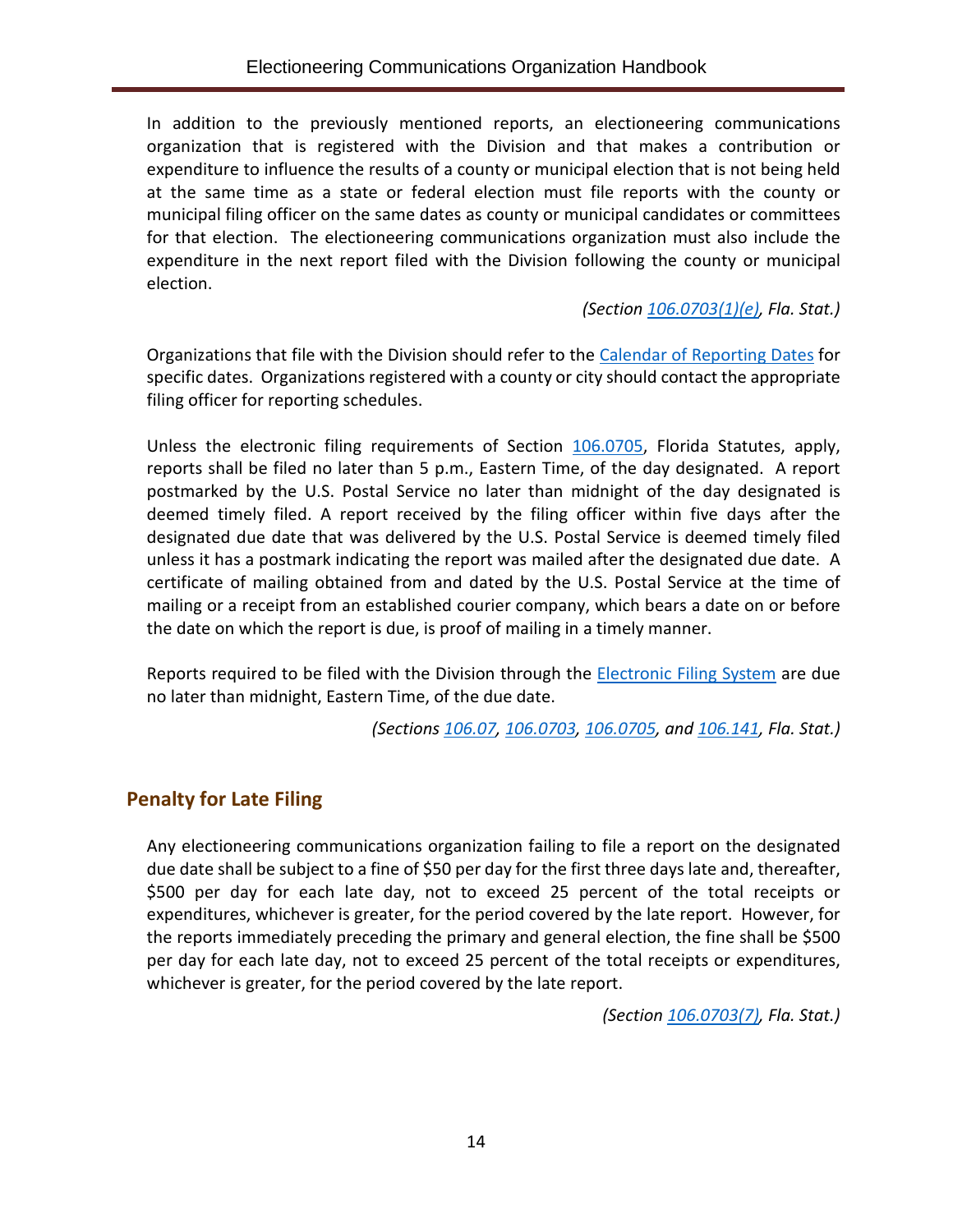In addition to the previously mentioned reports, an electioneering communications organization that is registered with the Division and that makes a contribution or expenditure to influence the results of a county or municipal election that is not being held at the same time as a state or federal election must file reports with the county or municipal filing officer on the same dates as county or municipal candidates or committees for that election. The electioneering communications organization must also include the expenditure in the next report filed with the Division following the county or municipal election.

*(Section 106.0703(1)(e), Fla. Stat.)*

Organizations that file with the Division should refer to the Calendar of Reporting Dates for specific dates. Organizations registered with a county or city should contact the appropriate filing officer for reporting schedules.

Unless the electronic filing requirements of Section 106.0705, Florida Statutes, apply, reports shall be filed no later than 5 p.m., Eastern Time, of the day designated. A report postmarked by the U.S. Postal Service no later than midnight of the day designated is deemed timely filed. A report received by the filing officer within five days after the designated due date that was delivered by the U.S. Postal Service is deemed timely filed unless it has a postmark indicating the report was mailed after the designated due date. A certificate of mailing obtained from and dated by the U.S. Postal Service at the time of mailing or a receipt from an established courier company, which bears a date on or before the date on which the report is due, is proof of mailing in a timely manner.

Reports required to be filed with the Division through the Electronic Filing System are due no later than midnight, Eastern Time, of the due date.

*(Sections 106.07, 106.0703, 106.0705, and 106.141, Fla. Stat.)*

## Penalty for Late Filing

Any electioneering communications organization failing to file a report on the designated due date shall be subject to a fine of $50 per day for the first three days late and, thereafter, $500 per day for each late day, not to exceed 25 percent of the total receipts or expenditures, whichever is greater, for the period covered by the late report. However, for the reports immediately preceding the primary and general election, the fine shall be $500 per day for each late day, not to exceed 25 percent of the total receipts or expenditures, whichever is greater, for the period covered by the late report.

*(Section 106.0703(7), Fla. Stat.)*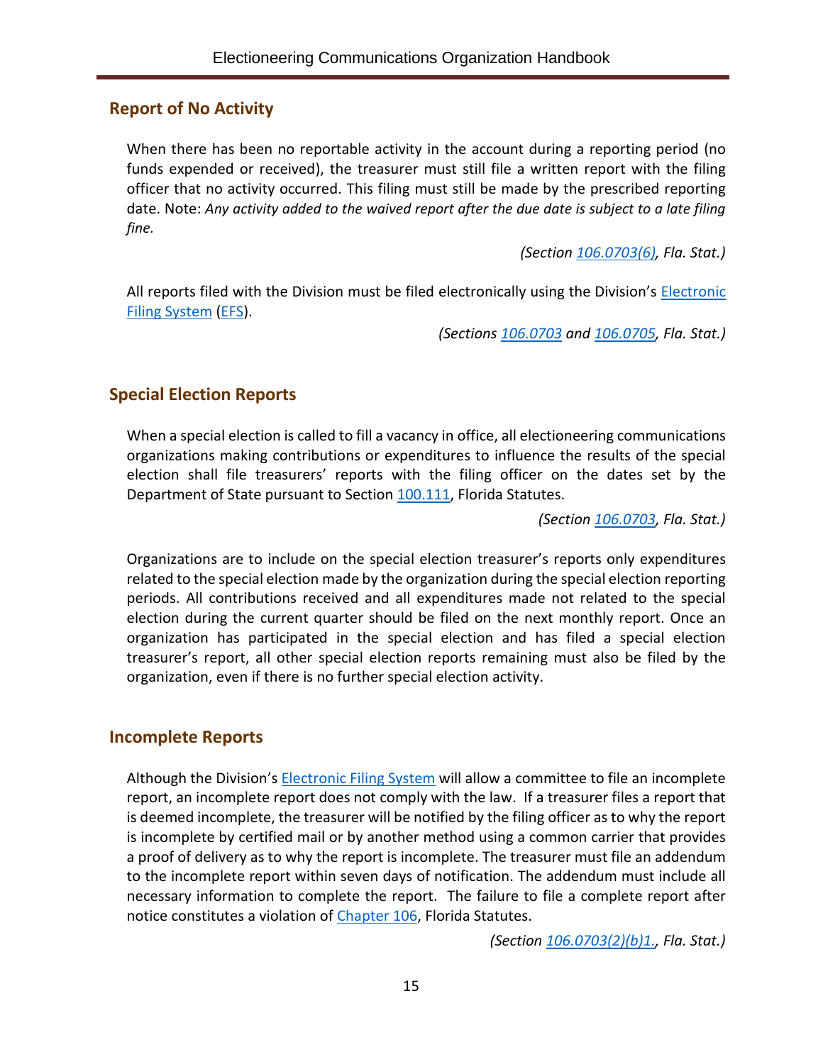## Report of No Activity

When there has been no reportable activity in the account during a reporting period (no funds expended or received), the treasurer must still file a written report with the filing officer that no activity occurred. This filing must still be made by the prescribed reporting date. Note: *Any activity added to the waived report after the due date is subject to a late filing fine.*

*(Section 106.0703(6), Fla. Stat.)*

All reports filed with the Division must be filed electronically using the Division's Electronic Filing System (EFS).

*(Sections 106.0703 and 106.0705, Fla. Stat.)*

## Special Election Reports

When a special election is called to fill a vacancy in office, all electioneering communications organizations making contributions or expenditures to influence the results of the special election shall file treasurers' reports with the filing officer on the dates set by the Department of State pursuant to Section 100.111, Florida Statutes.

*(Section 106.0703, Fla. Stat.)*

Organizations are to include on the special election treasurer's reports only expenditures related to the special election made by the organization during the special election reporting periods. All contributions received and all expenditures made not related to the special election during the current quarter should be filed on the next monthly report. Once an organization has participated in the special election and has filed a special election treasurer's report, all other special election reports remaining must also be filed by the organization, even if there is no further special election activity.

## Incomplete Reports

Although the Division's Electronic Filing System will allow a committee to file an incomplete report, an incomplete report does not comply with the law. If a treasurer files a report that is deemed incomplete, the treasurer will be notified by the filing officer as to why the report is incomplete by certified mail or by another method using a common carrier that provides a proof of delivery as to why the report is incomplete. The treasurer must file an addendum to the incomplete report within seven days of notification. The addendum must include all necessary information to complete the report. The failure to file a complete report after notice constitutes a violation of Chapter 106, Florida Statutes.

*(Section 106.0703(2)(b)1., Fla. Stat.)*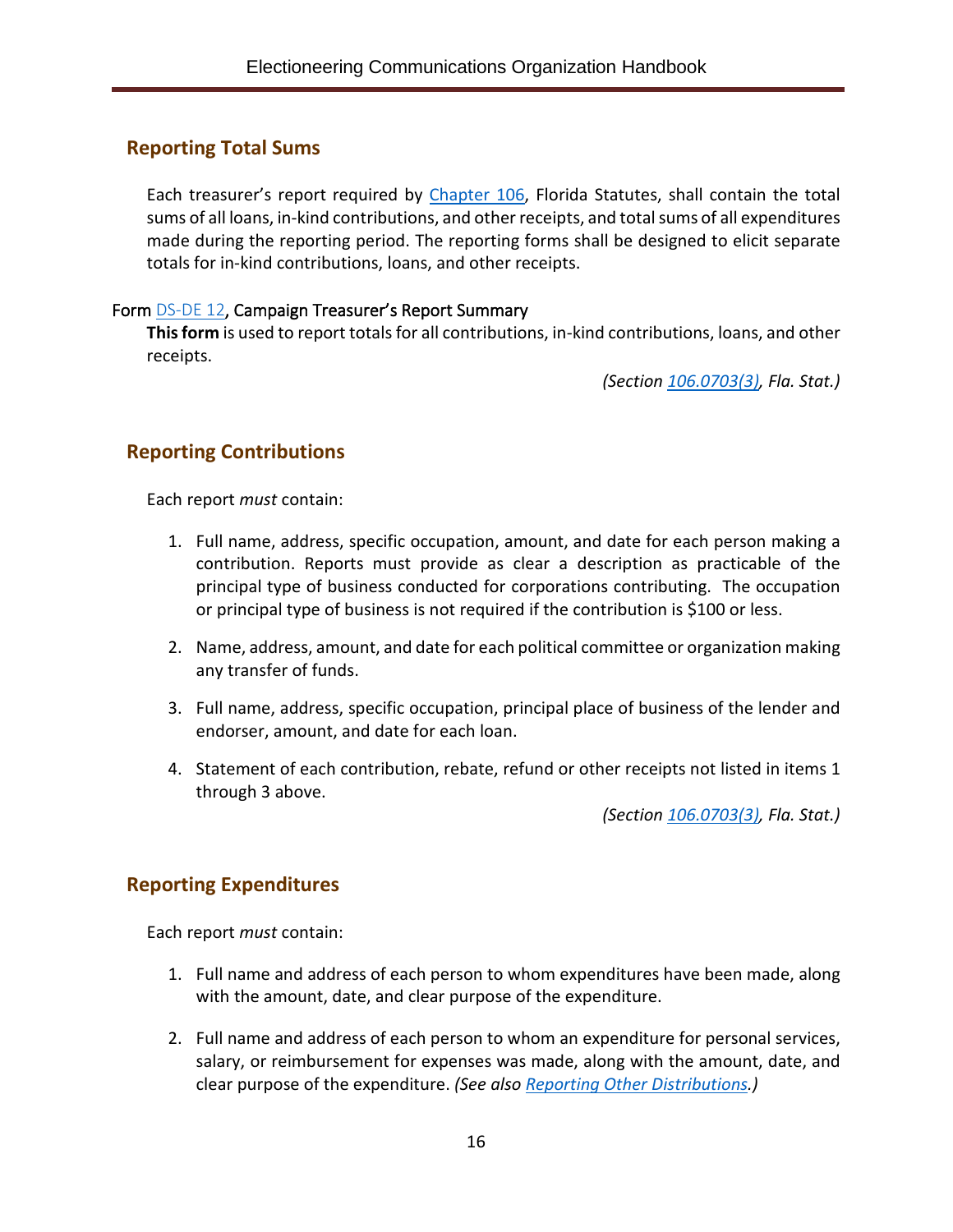## Reporting Total Sums

Each treasurer's report required by Chapter 106, Florida Statutes, shall contain the total sums of all loans, in-kind contributions, and other receipts, and total sums of all expenditures made during the reporting period. The reporting forms shall be designed to elicit separate totals for in-kind contributions, loans, and other receipts.

Form DS-DE 12, Campaign Treasurer's Report Summary

**This form** is used to report totals for all contributions, in-kind contributions, loans, and other receipts.

*(Section 106.0703(3), Fla. Stat.)*

## Reporting Contributions

Each report *must* contain:

1. Full name, address, specific occupation, amount, and date for each person making a contribution. Reports must provide as clear a description as practicable of the principal type of business conducted for corporations contributing. The occupation or principal type of business is not required if the contribution is $100 or less.

2. Name, address, amount, and date for each political committee or organization making any transfer of funds.

3. Full name, address, specific occupation, principal place of business of the lender and endorser, amount, and date for each loan.

4. Statement of each contribution, rebate, refund or other receipts not listed in items 1 through 3 above.

*(Section 106.0703(3), Fla. Stat.)*

## Reporting Expenditures

Each report *must* contain:

1. Full name and address of each person to whom expenditures have been made, along with the amount, date, and clear purpose of the expenditure.

2. Full name and address of each person to whom an expenditure for personal services, salary, or reimbursement for expenses was made, along with the amount, date, and clear purpose of the expenditure. *(See also Reporting Other Distributions.)*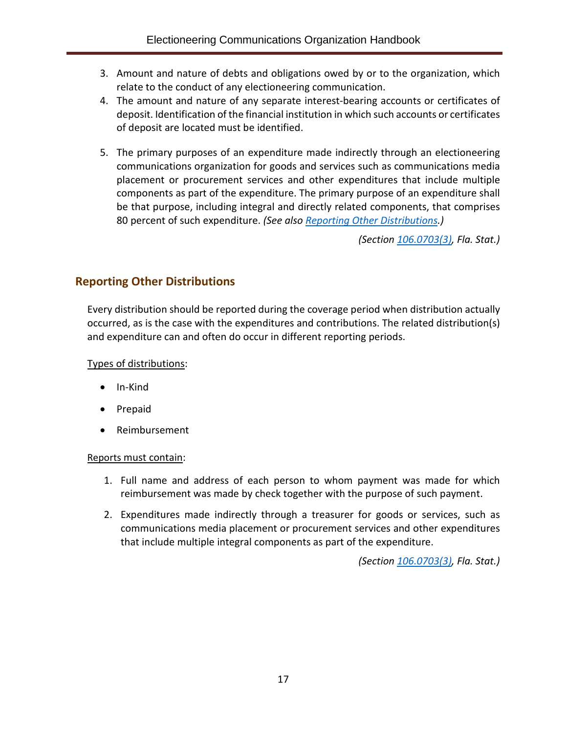3. Amount and nature of debts and obligations owed by or to the organization, which relate to the conduct of any electioneering communication.
4. The amount and nature of any separate interest-bearing accounts or certificates of deposit. Identification of the financial institution in which such accounts or certificates of deposit are located must be identified.
5. The primary purposes of an expenditure made indirectly through an electioneering communications organization for goods and services such as communications media placement or procurement services and other expenditures that include multiple components as part of the expenditure. The primary purpose of an expenditure shall be that purpose, including integral and directly related components, that comprises 80 percent of such expenditure. *(See also Reporting Other Distributions.)*

*(Section 106.0703(3), Fla. Stat.)*

## Reporting Other Distributions

Every distribution should be reported during the coverage period when distribution actually occurred, as is the case with the expenditures and contributions. The related distribution(s) and expenditure can and often do occur in different reporting periods.

Types of distributions:

- In-Kind
- Prepaid
- Reimbursement

Reports must contain:

1. Full name and address of each person to whom payment was made for which reimbursement was made by check together with the purpose of such payment.
2. Expenditures made indirectly through a treasurer for goods or services, such as communications media placement or procurement services and other expenditures that include multiple integral components as part of the expenditure.

*(Section 106.0703(3), Fla. Stat.)*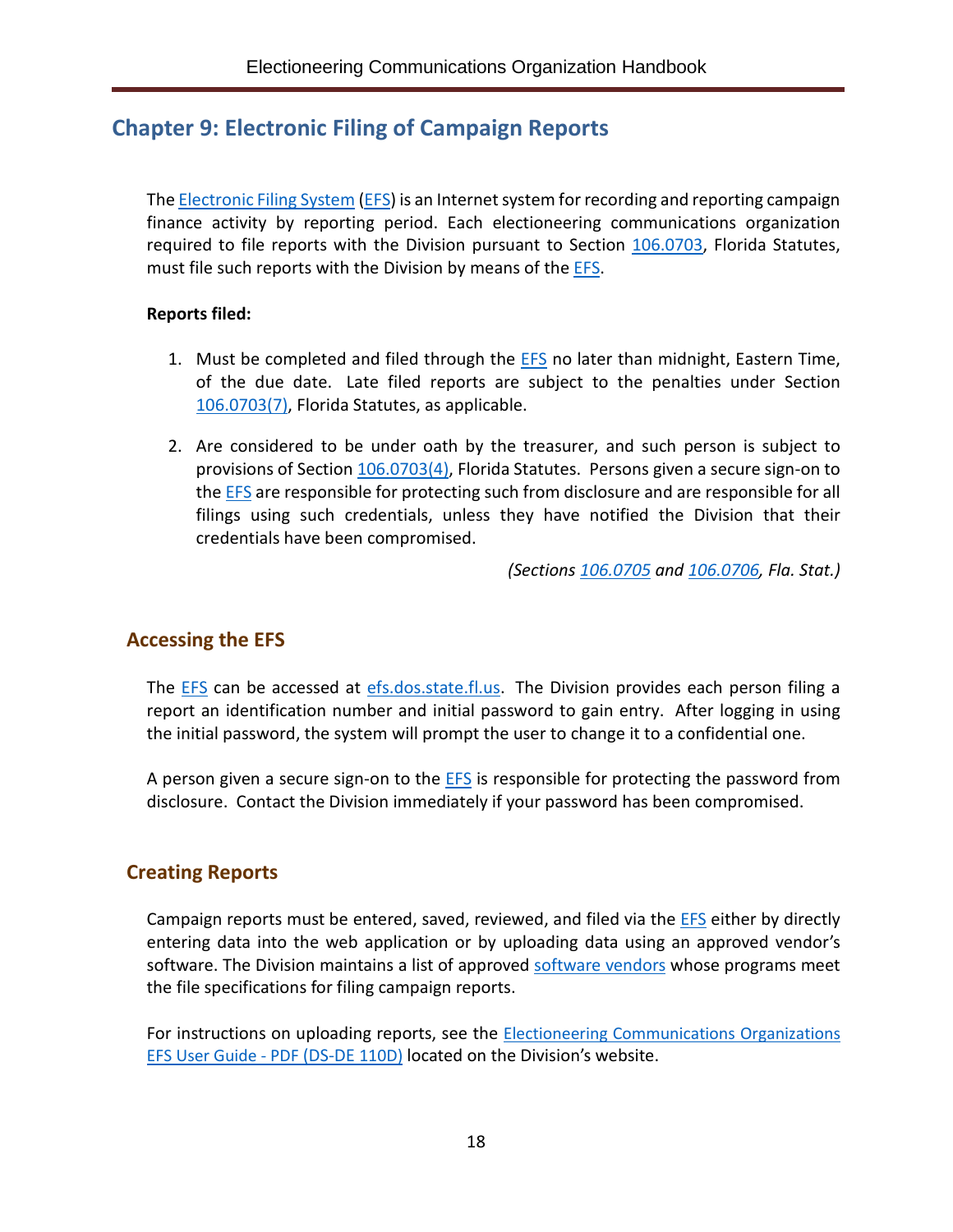## Chapter 9: Electronic Filing of Campaign Reports

The Electronic Filing System (EFS) is an Internet system for recording and reporting campaign finance activity by reporting period. Each electioneering communications organization required to file reports with the Division pursuant to Section 106.0703, Florida Statutes, must file such reports with the Division by means of the EFS.

**Reports filed:**

1. Must be completed and filed through the EFS no later than midnight, Eastern Time, of the due date. Late filed reports are subject to the penalties under Section 106.0703(7), Florida Statutes, as applicable.

2. Are considered to be under oath by the treasurer, and such person is subject to provisions of Section 106.0703(4), Florida Statutes. Persons given a secure sign-on to the EFS are responsible for protecting such from disclosure and are responsible for all filings using such credentials, unless they have notified the Division that their credentials have been compromised.

*(Sections 106.0705 and 106.0706, Fla. Stat.)*

### Accessing the EFS

The EFS can be accessed at efs.dos.state.fl.us. The Division provides each person filing a report an identification number and initial password to gain entry. After logging in using the initial password, the system will prompt the user to change it to a confidential one.

A person given a secure sign-on to the EFS is responsible for protecting the password from disclosure. Contact the Division immediately if your password has been compromised.

### Creating Reports

Campaign reports must be entered, saved, reviewed, and filed via the EFS either by directly entering data into the web application or by uploading data using an approved vendor's software. The Division maintains a list of approved software vendors whose programs meet the file specifications for filing campaign reports.

For instructions on uploading reports, see the Electioneering Communications Organizations EFS User Guide - PDF (DS-DE 110D) located on the Division's website.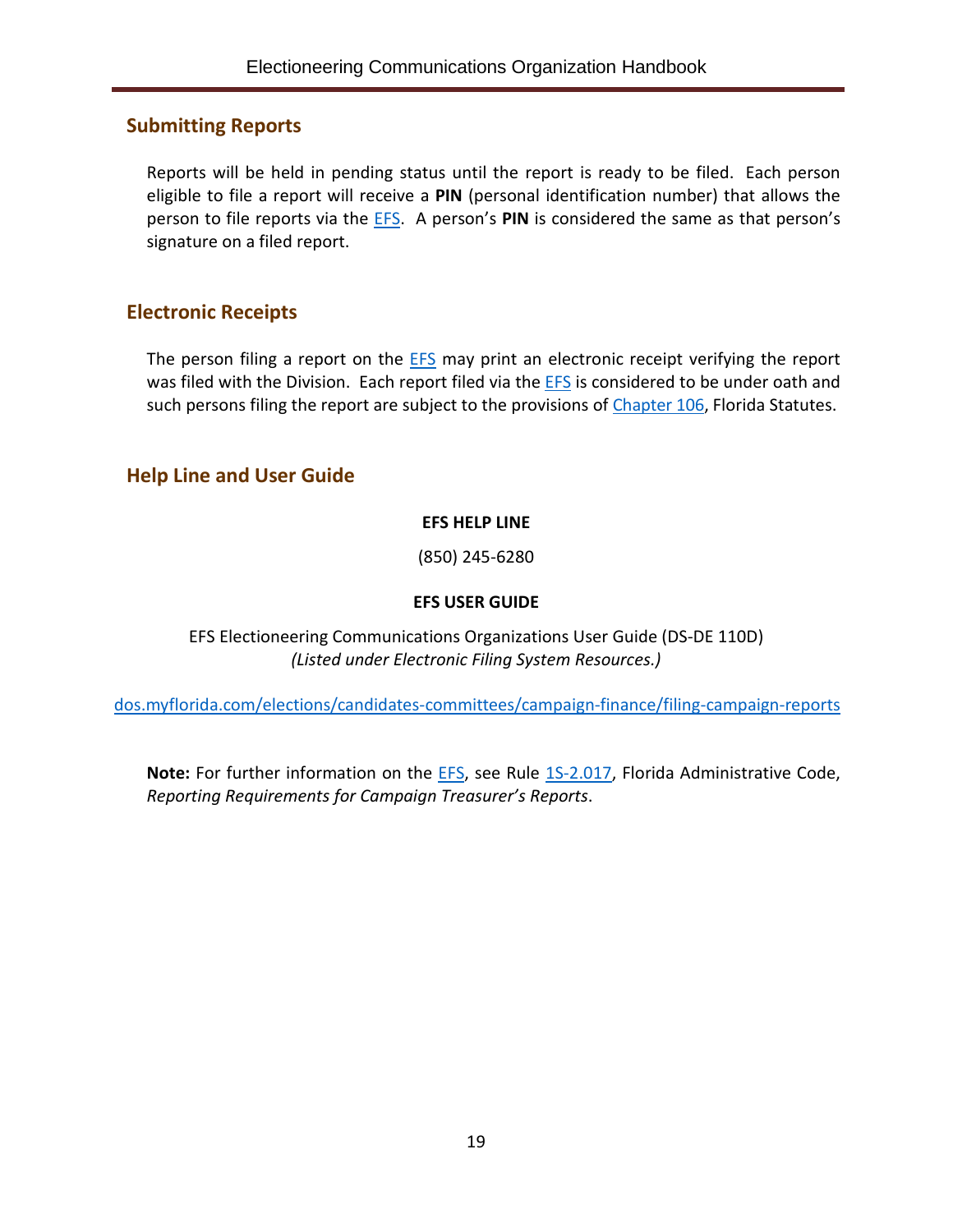## Submitting Reports

Reports will be held in pending status until the report is ready to be filed. Each person eligible to file a report will receive a **PIN** (personal identification number) that allows the person to file reports via the EFS. A person's **PIN** is considered the same as that person's signature on a filed report.

## Electronic Receipts

The person filing a report on the EFS may print an electronic receipt verifying the report was filed with the Division. Each report filed via the EFS is considered to be under oath and such persons filing the report are subject to the provisions of Chapter 106, Florida Statutes.

## Help Line and User Guide

**EFS HELP LINE**

(850) 245-6280

**EFS USER GUIDE**

EFS Electioneering Communications Organizations User Guide (DS-DE 110D)
*(Listed under Electronic Filing System Resources.)*

dos.myflorida.com/elections/candidates-committees/campaign-finance/filing-campaign-reports

**Note:** For further information on the EFS, see Rule 1S-2.017, Florida Administrative Code, *Reporting Requirements for Campaign Treasurer's Reports*.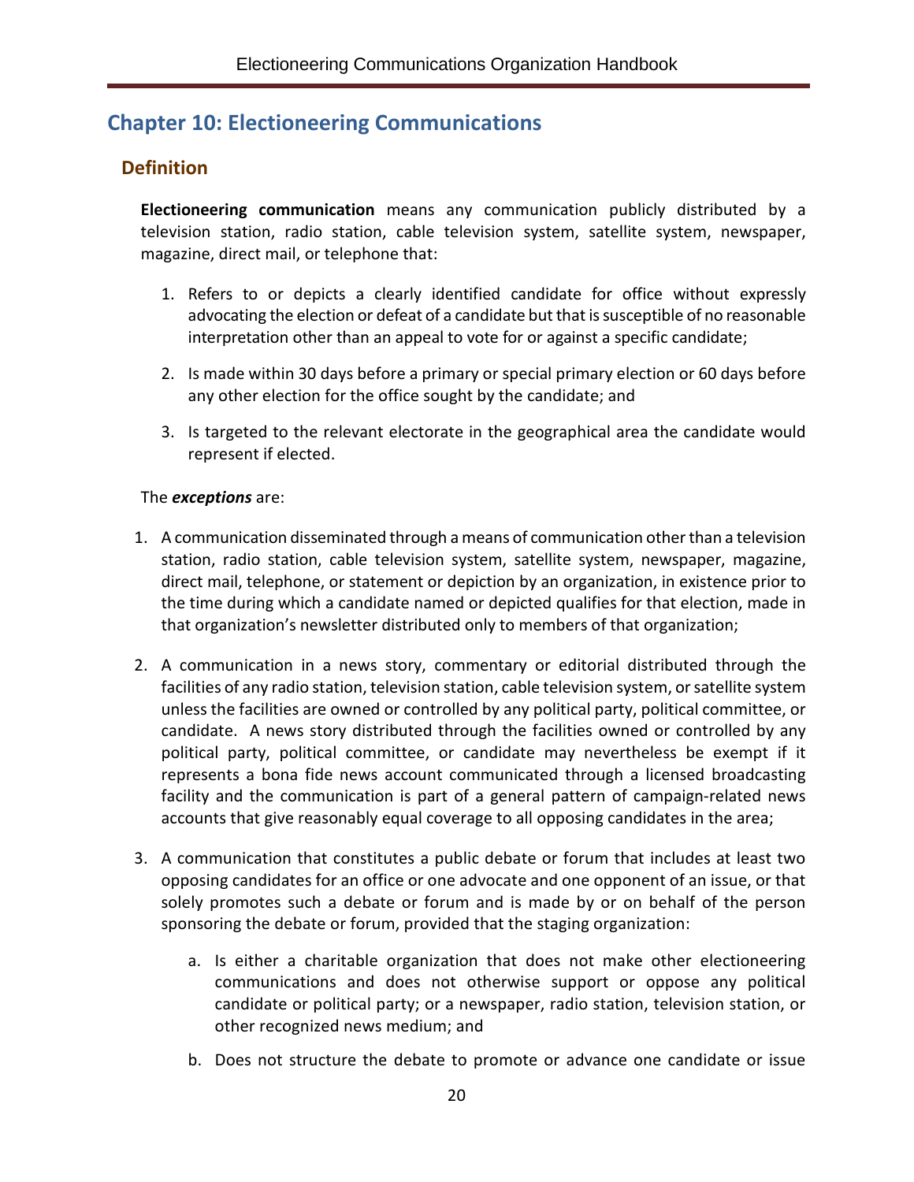## Chapter 10: Electioneering Communications

### Definition

**Electioneering communication** means any communication publicly distributed by a television station, radio station, cable television system, satellite system, newspaper, magazine, direct mail, or telephone that:

1. Refers to or depicts a clearly identified candidate for office without expressly advocating the election or defeat of a candidate but that is susceptible of no reasonable interpretation other than an appeal to vote for or against a specific candidate;

2. Is made within 30 days before a primary or special primary election or 60 days before any other election for the office sought by the candidate; and

3. Is targeted to the relevant electorate in the geographical area the candidate would represent if elected.

The ***exceptions*** are:

1. A communication disseminated through a means of communication other than a television station, radio station, cable television system, satellite system, newspaper, magazine, direct mail, telephone, or statement or depiction by an organization, in existence prior to the time during which a candidate named or depicted qualifies for that election, made in that organization's newsletter distributed only to members of that organization;

2. A communication in a news story, commentary or editorial distributed through the facilities of any radio station, television station, cable television system, or satellite system unless the facilities are owned or controlled by any political party, political committee, or candidate. A news story distributed through the facilities owned or controlled by any political party, political committee, or candidate may nevertheless be exempt if it represents a bona fide news account communicated through a licensed broadcasting facility and the communication is part of a general pattern of campaign-related news accounts that give reasonably equal coverage to all opposing candidates in the area;

3. A communication that constitutes a public debate or forum that includes at least two opposing candidates for an office or one advocate and one opponent of an issue, or that solely promotes such a debate or forum and is made by or on behalf of the person sponsoring the debate or forum, provided that the staging organization:

   a. Is either a charitable organization that does not make other electioneering communications and does not otherwise support or oppose any political candidate or political party; or a newspaper, radio station, television station, or other recognized news medium; and

   b. Does not structure the debate to promote or advance one candidate or issue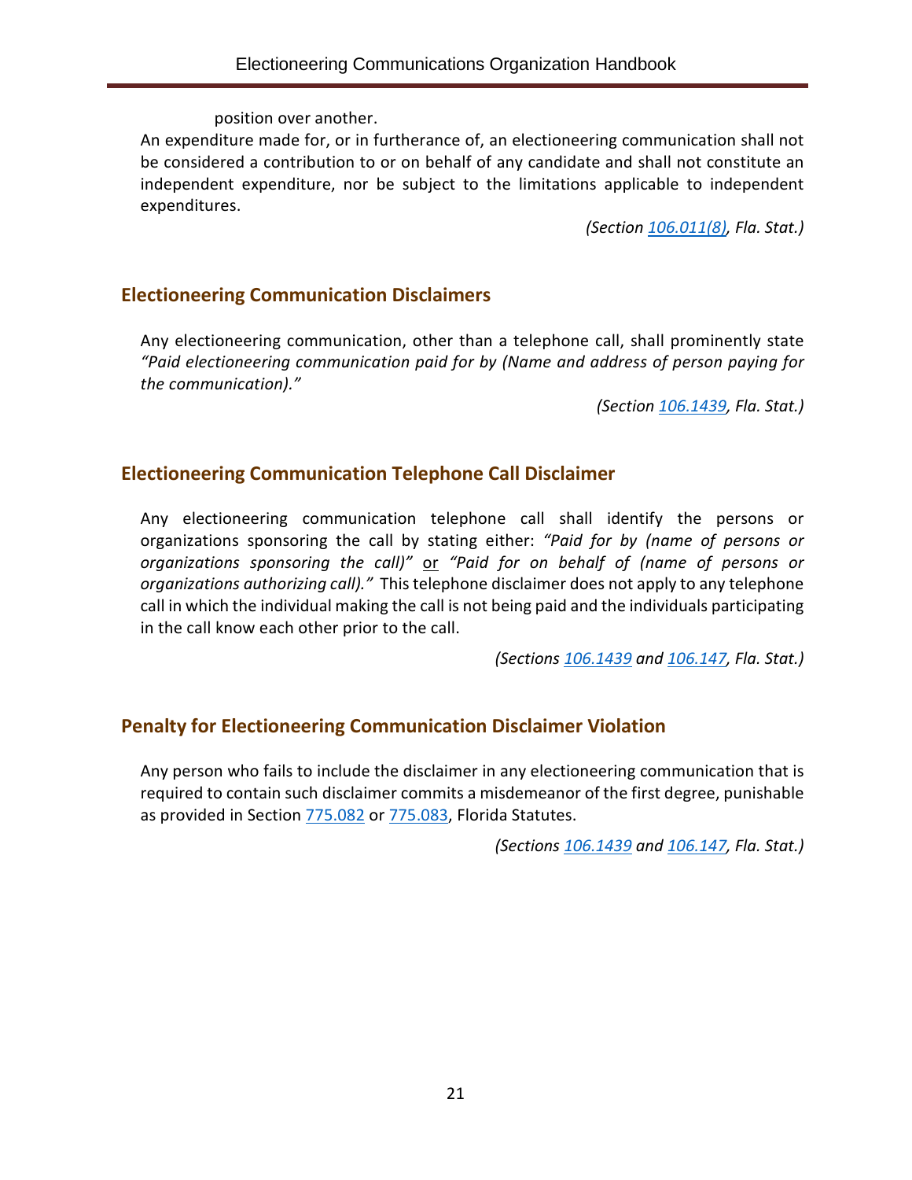position over another.

An expenditure made for, or in furtherance of, an electioneering communication shall not be considered a contribution to or on behalf of any candidate and shall not constitute an independent expenditure, nor be subject to the limitations applicable to independent expenditures.

*(Section 106.011(8), Fla. Stat.)*

## Electioneering Communication Disclaimers

Any electioneering communication, other than a telephone call, shall prominently state *"Paid electioneering communication paid for by (Name and address of person paying for the communication)."*

*(Section 106.1439, Fla. Stat.)*

## Electioneering Communication Telephone Call Disclaimer

Any electioneering communication telephone call shall identify the persons or organizations sponsoring the call by stating either: *"Paid for by (name of persons or organizations sponsoring the call)"* or *"Paid for on behalf of (name of persons or organizations authorizing call)."* This telephone disclaimer does not apply to any telephone call in which the individual making the call is not being paid and the individuals participating in the call know each other prior to the call.

*(Sections 106.1439 and 106.147, Fla. Stat.)*

## Penalty for Electioneering Communication Disclaimer Violation

Any person who fails to include the disclaimer in any electioneering communication that is required to contain such disclaimer commits a misdemeanor of the first degree, punishable as provided in Section 775.082 or 775.083, Florida Statutes.

*(Sections 106.1439 and 106.147, Fla. Stat.)*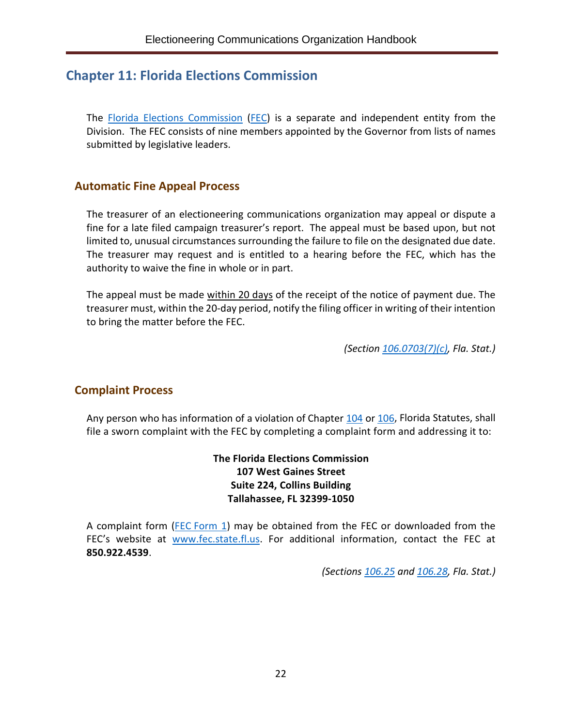# Chapter 11: Florida Elections Commission

The Florida Elections Commission (FEC) is a separate and independent entity from the Division. The FEC consists of nine members appointed by the Governor from lists of names submitted by legislative leaders.

## Automatic Fine Appeal Process

The treasurer of an electioneering communications organization may appeal or dispute a fine for a late filed campaign treasurer's report. The appeal must be based upon, but not limited to, unusual circumstances surrounding the failure to file on the designated due date. The treasurer may request and is entitled to a hearing before the FEC, which has the authority to waive the fine in whole or in part.

The appeal must be made within 20 days of the receipt of the notice of payment due. The treasurer must, within the 20-day period, notify the filing officer in writing of their intention to bring the matter before the FEC.

*(Section 106.0703(7)(c), Fla. Stat.)*

## Complaint Process

Any person who has information of a violation of Chapter 104 or 106, Florida Statutes, shall file a sworn complaint with the FEC by completing a complaint form and addressing it to:

**The Florida Elections Commission**
**107 West Gaines Street**
**Suite 224, Collins Building**
**Tallahassee, FL 32399-1050**

A complaint form (FEC Form 1) may be obtained from the FEC or downloaded from the FEC's website at www.fec.state.fl.us. For additional information, contact the FEC at **850.922.4539**.

*(Sections 106.25 and 106.28, Fla. Stat.)*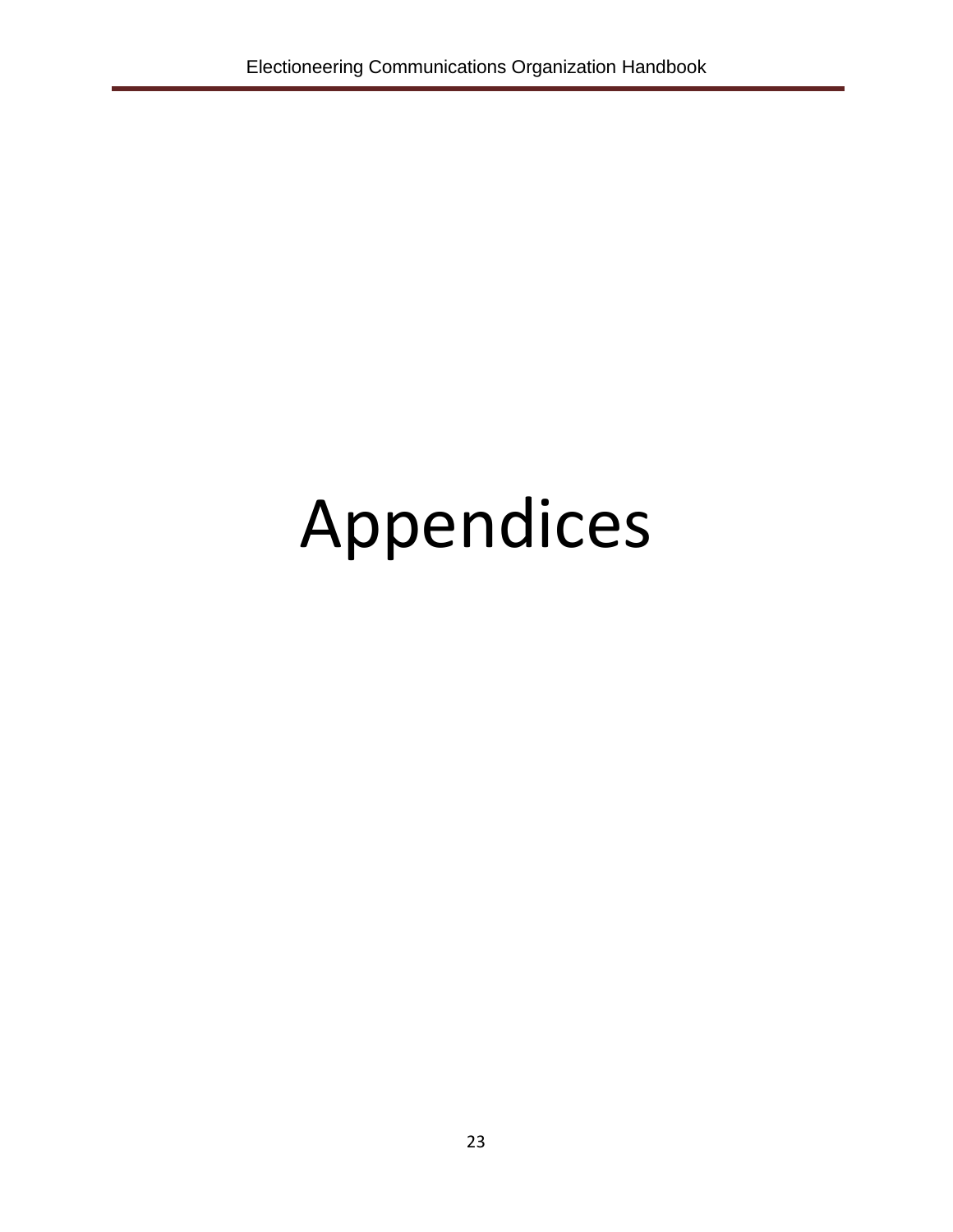# Appendices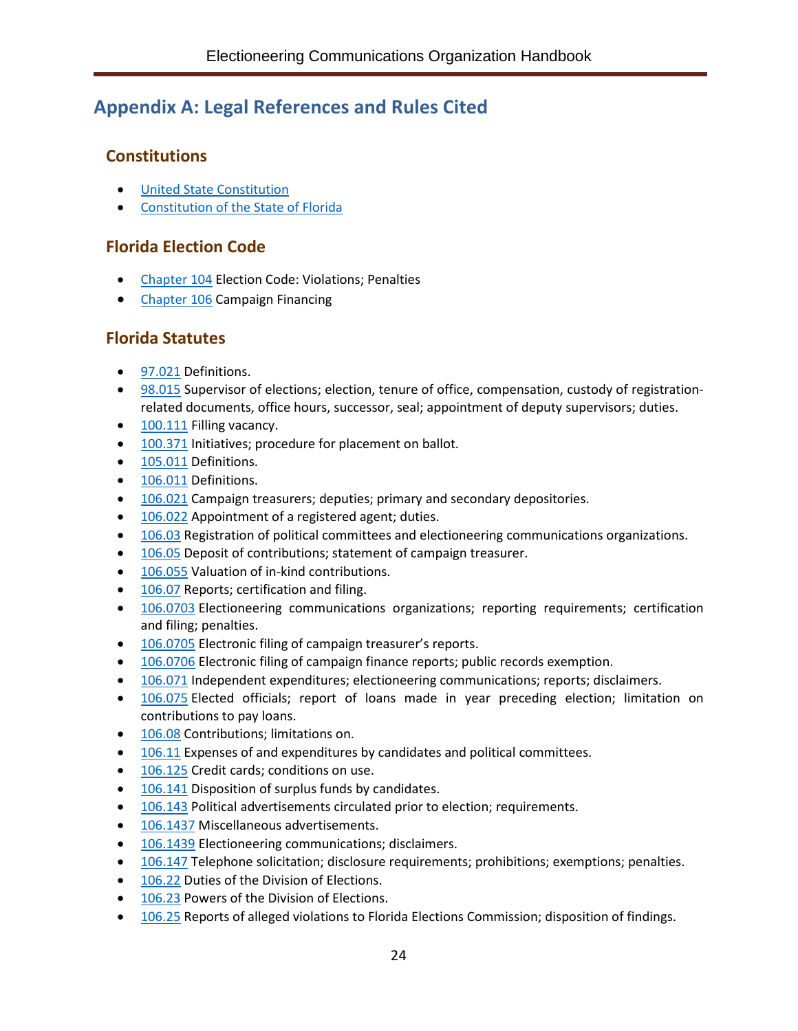# Appendix A: Legal References and Rules Cited

## Constitutions

- United State Constitution
- Constitution of the State of Florida

## Florida Election Code

- Chapter 104 Election Code: Violations; Penalties
- Chapter 106 Campaign Financing

## Florida Statutes

- 97.021 Definitions.
- 98.015 Supervisor of elections; election, tenure of office, compensation, custody of registration-related documents, office hours, successor, seal; appointment of deputy supervisors; duties.
- 100.111 Filling vacancy.
- 100.371 Initiatives; procedure for placement on ballot.
- 105.011 Definitions.
- 106.011 Definitions.
- 106.021 Campaign treasurers; deputies; primary and secondary depositories.
- 106.022 Appointment of a registered agent; duties.
- 106.03 Registration of political committees and electioneering communications organizations.
- 106.05 Deposit of contributions; statement of campaign treasurer.
- 106.055 Valuation of in-kind contributions.
- 106.07 Reports; certification and filing.
- 106.0703 Electioneering communications organizations; reporting requirements; certification and filing; penalties.
- 106.0705 Electronic filing of campaign treasurer's reports.
- 106.0706 Electronic filing of campaign finance reports; public records exemption.
- 106.071 Independent expenditures; electioneering communications; reports; disclaimers.
- 106.075 Elected officials; report of loans made in year preceding election; limitation on contributions to pay loans.
- 106.08 Contributions; limitations on.
- 106.11 Expenses of and expenditures by candidates and political committees.
- 106.125 Credit cards; conditions on use.
- 106.141 Disposition of surplus funds by candidates.
- 106.143 Political advertisements circulated prior to election; requirements.
- 106.1437 Miscellaneous advertisements.
- 106.1439 Electioneering communications; disclaimers.
- 106.147 Telephone solicitation; disclosure requirements; prohibitions; exemptions; penalties.
- 106.22 Duties of the Division of Elections.
- 106.23 Powers of the Division of Elections.
- 106.25 Reports of alleged violations to Florida Elections Commission; disposition of findings.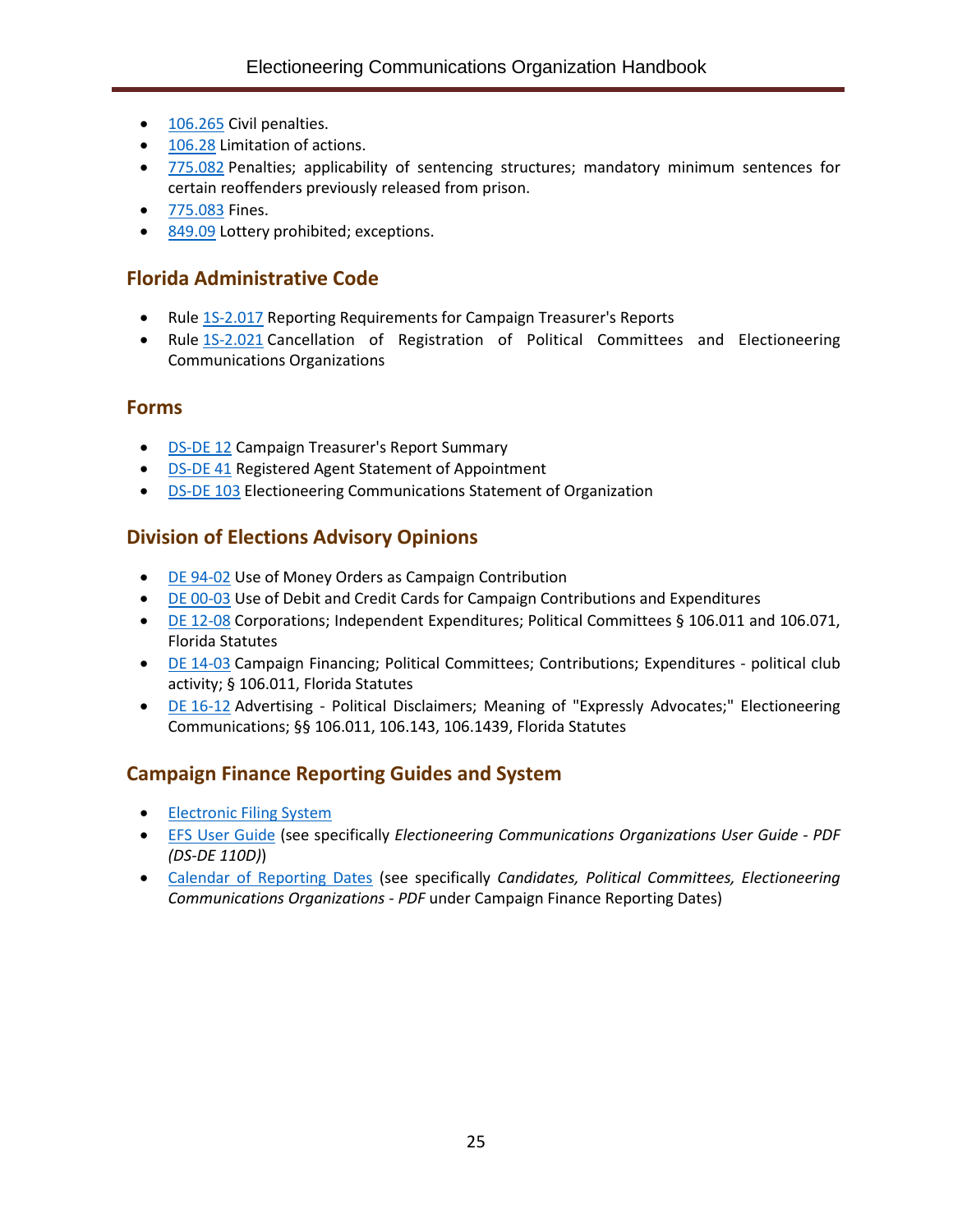- 106.265 Civil penalties.
- 106.28 Limitation of actions.
- 775.082 Penalties; applicability of sentencing structures; mandatory minimum sentences for certain reoffenders previously released from prison.
- 775.083 Fines.
- 849.09 Lottery prohibited; exceptions.

## Florida Administrative Code

- Rule 1S-2.017 Reporting Requirements for Campaign Treasurer's Reports
- Rule 1S-2.021 Cancellation of Registration of Political Committees and Electioneering Communications Organizations

## Forms

- DS-DE 12 Campaign Treasurer's Report Summary
- DS-DE 41 Registered Agent Statement of Appointment
- DS-DE 103 Electioneering Communications Statement of Organization

## Division of Elections Advisory Opinions

- DE 94-02 Use of Money Orders as Campaign Contribution
- DE 00-03 Use of Debit and Credit Cards for Campaign Contributions and Expenditures
- DE 12-08 Corporations; Independent Expenditures; Political Committees § 106.011 and 106.071, Florida Statutes
- DE 14-03 Campaign Financing; Political Committees; Contributions; Expenditures - political club activity; § 106.011, Florida Statutes
- DE 16-12 Advertising - Political Disclaimers; Meaning of "Expressly Advocates;" Electioneering Communications; §§ 106.011, 106.143, 106.1439, Florida Statutes

## Campaign Finance Reporting Guides and System

- Electronic Filing System
- EFS User Guide (see specifically *Electioneering Communications Organizations User Guide - PDF (DS-DE 110D)*)
- Calendar of Reporting Dates (see specifically *Candidates, Political Committees, Electioneering Communications Organizations - PDF* under Campaign Finance Reporting Dates)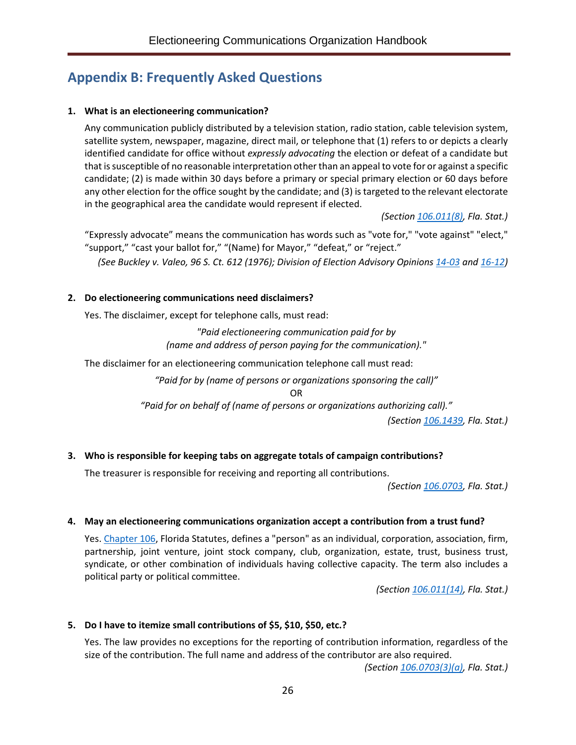## Appendix B: Frequently Asked Questions

1. **What is an electioneering communication?**

   Any communication publicly distributed by a television station, radio station, cable television system, satellite system, newspaper, magazine, direct mail, or telephone that (1) refers to or depicts a clearly identified candidate for office without *expressly advocating* the election or defeat of a candidate but that is susceptible of no reasonable interpretation other than an appeal to vote for or against a specific candidate; (2) is made within 30 days before a primary or special primary election or 60 days before any other election for the office sought by the candidate; and (3) is targeted to the relevant electorate in the geographical area the candidate would represent if elected.

   *(Section 106.011(8), Fla. Stat.)*

   "Expressly advocate" means the communication has words such as "vote for," "vote against" "elect," "support," "cast your ballot for," "(Name) for Mayor," "defeat," or "reject."

   *(See Buckley v. Valeo, 96 S. Ct. 612 (1976); Division of Election Advisory Opinions 14-03 and 16-12)*

2. **Do electioneering communications need disclaimers?**

   Yes. The disclaimer, except for telephone calls, must read:

   *"Paid electioneering communication paid for by (name and address of person paying for the communication)."*

   The disclaimer for an electioneering communication telephone call must read:

   *"Paid for by (name of persons or organizations sponsoring the call)"*

   OR

   *"Paid for on behalf of (name of persons or organizations authorizing call)."*

   *(Section 106.1439, Fla. Stat.)*

3. **Who is responsible for keeping tabs on aggregate totals of campaign contributions?**

   The treasurer is responsible for receiving and reporting all contributions.

   *(Section 106.0703, Fla. Stat.)*

4. **May an electioneering communications organization accept a contribution from a trust fund?**

   Yes. Chapter 106, Florida Statutes, defines a "person" as an individual, corporation, association, firm, partnership, joint venture, joint stock company, club, organization, estate, trust, business trust, syndicate, or other combination of individuals having collective capacity. The term also includes a political party or political committee.

   *(Section 106.011(14), Fla. Stat.)*

5. **Do I have to itemize small contributions of $5, $10, $50, etc.?**

   Yes. The law provides no exceptions for the reporting of contribution information, regardless of the size of the contribution. The full name and address of the contributor are also required.

   *(Section 106.0703(3)(a), Fla. Stat.)*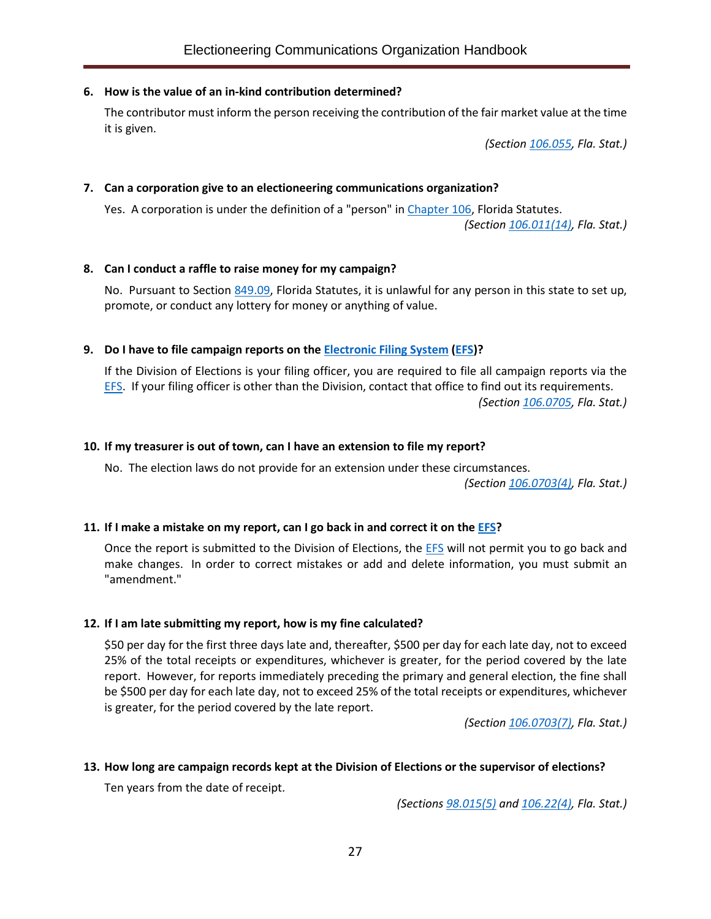**6. How is the value of an in-kind contribution determined?**

The contributor must inform the person receiving the contribution of the fair market value at the time it is given.

*(Section 106.055, Fla. Stat.)*

**7. Can a corporation give to an electioneering communications organization?**

Yes. A corporation is under the definition of a "person" in Chapter 106, Florida Statutes.

*(Section 106.011(14), Fla. Stat.)*

**8. Can I conduct a raffle to raise money for my campaign?**

No. Pursuant to Section 849.09, Florida Statutes, it is unlawful for any person in this state to set up, promote, or conduct any lottery for money or anything of value.

**9. Do I have to file campaign reports on the Electronic Filing System (EFS)?**

If the Division of Elections is your filing officer, you are required to file all campaign reports via the EFS. If your filing officer is other than the Division, contact that office to find out its requirements.

*(Section 106.0705, Fla. Stat.)*

**10. If my treasurer is out of town, can I have an extension to file my report?**

No. The election laws do not provide for an extension under these circumstances.

*(Section 106.0703(4), Fla. Stat.)*

**11. If I make a mistake on my report, can I go back in and correct it on the EFS?**

Once the report is submitted to the Division of Elections, the EFS will not permit you to go back and make changes. In order to correct mistakes or add and delete information, you must submit an "amendment."

**12. If I am late submitting my report, how is my fine calculated?**

$50 per day for the first three days late and, thereafter, $500 per day for each late day, not to exceed 25% of the total receipts or expenditures, whichever is greater, for the period covered by the late report. However, for reports immediately preceding the primary and general election, the fine shall be $500 per day for each late day, not to exceed 25% of the total receipts or expenditures, whichever is greater, for the period covered by the late report.

*(Section 106.0703(7), Fla. Stat.)*

**13. How long are campaign records kept at the Division of Elections or the supervisor of elections?**

Ten years from the date of receipt.

*(Sections 98.015(5) and 106.22(4), Fla. Stat.)*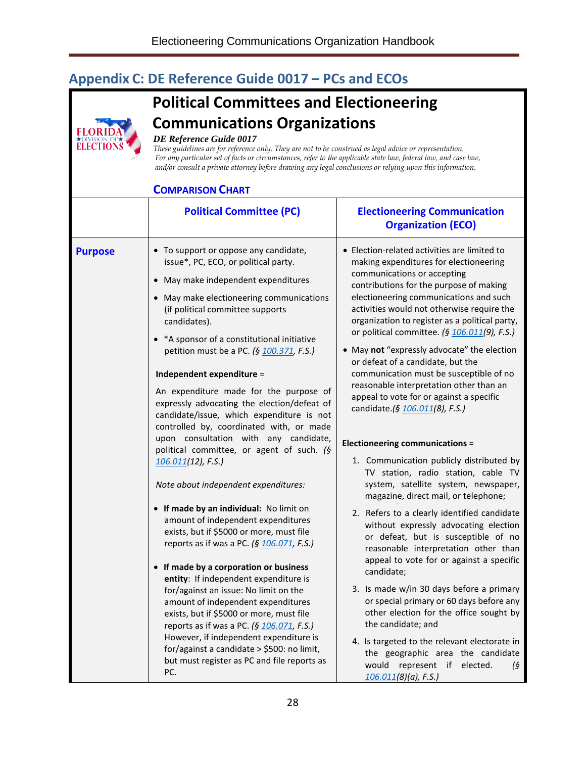## Appendix C: DE Reference Guide 0017 – PCs and ECOs

# Political Committees and Electioneering Communications Organizations

***DE Reference Guide 0017***

*These guidelines are for reference only. They are not to be construed as legal advice or representation. For any particular set of facts or circumstances, refer to the applicable state law, federal law, and case law, and/or consult a private attorney before drawing any legal conclusions or relying upon this information.*

### COMPARISON CHART

| | Political Committee (PC) | Electioneering Communication Organization (ECO) |
|---|---|---|
| **Purpose** | • To support or oppose any candidate, issue*, PC, ECO, or political party.<br>• May make independent expenditures<br>• May make electioneering communications (if political committee supports candidates).<br>• *A sponsor of a constitutional initiative petition must be a PC. *(§ 100.371, F.S.)*<br><br>**Independent expenditure** =<br><br>An expenditure made for the purpose of expressly advocating the election/defeat of candidate/issue, which expenditure is not controlled by, coordinated with, or made upon consultation with any candidate, political committee, or agent of such. *(§ 106.011(12), F.S.)*<br><br>*Note about independent expenditures:*<br><br>• **If made by an individual:** No limit on amount of independent expenditures exists, but if $5000 or more, must file reports as if was a PC. *(§ 106.071, F.S.)*<br><br>• **If made by a corporation or business entity**: If independent expenditure is for/against an issue: No limit on the amount of independent expenditures exists, but if $5000 or more, must file reports as if was a PC. *(§ 106.071, F.S.)* However, if independent expenditure is for/against a candidate > $500: no limit, but must register as PC and file reports as PC. | • Election-related activities are limited to making expenditures for electioneering communications or accepting contributions for the purpose of making electioneering communications and such activities would not otherwise require the organization to register as a political party, or political committee. *(§ 106.011(9), F.S.)*<br>• May **not** "expressly advocate" the election or defeat of a candidate, but the communication must be susceptible of no reasonable interpretation other than an appeal to vote for or against a specific candidate.*(§ 106.011(8), F.S.)*<br><br>**Electioneering communications** =<br><br>1. Communication publicly distributed by TV station, radio station, cable TV system, satellite system, newspaper, magazine, direct mail, or telephone;<br>2. Refers to a clearly identified candidate without expressly advocating election or defeat, but is susceptible of no reasonable interpretation other than appeal to vote for or against a specific candidate;<br>3. Is made w/in 30 days before a primary or special primary or 60 days before any other election for the office sought by the candidate; and<br>4. Is targeted to the relevant electorate in the geographic area the candidate would represent if elected. *(§ 106.011(8)(a), F.S.)* |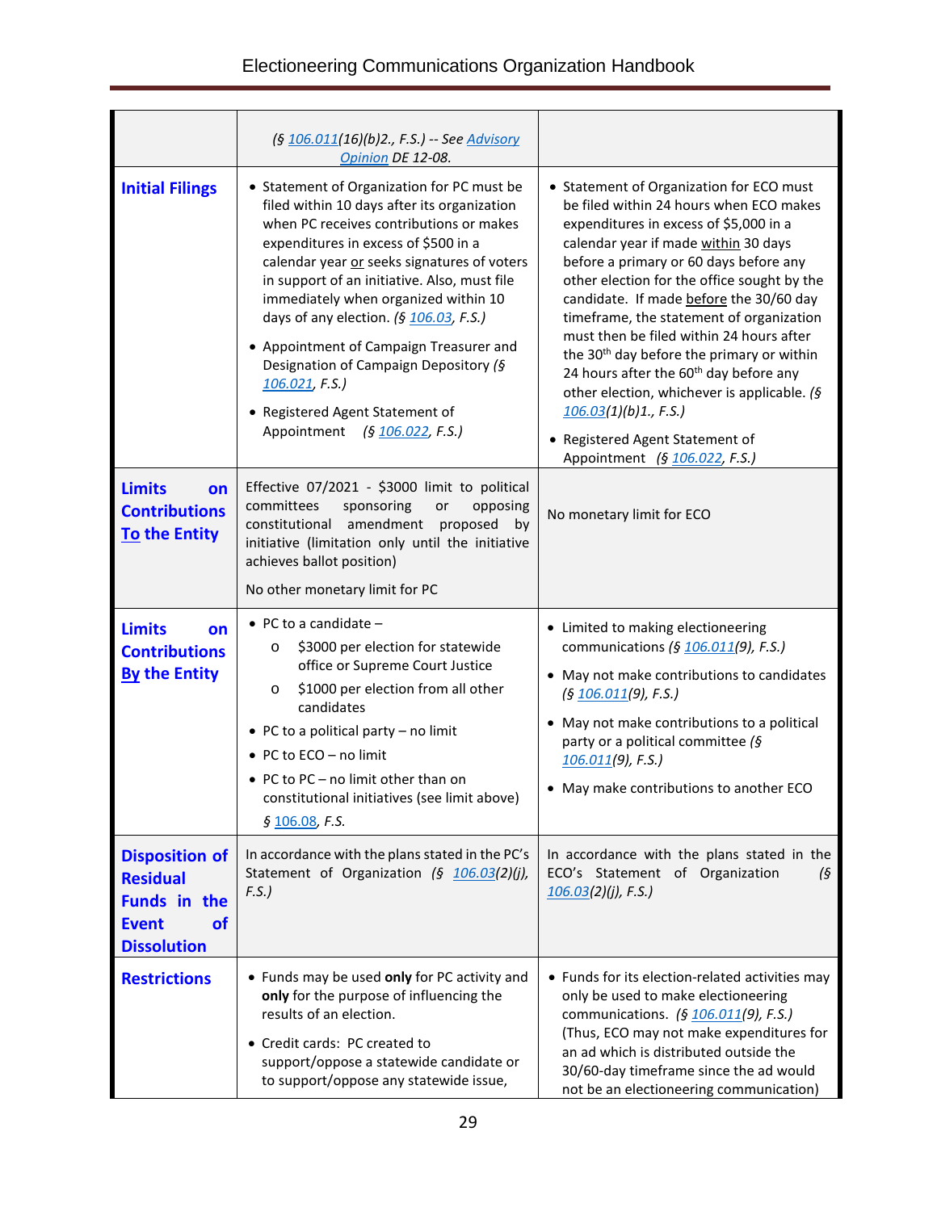| | | |
|---|---|---|
| | *(§ 106.011(16)(b)2., F.S.) -- See Advisory Opinion DE 12-08.* | |
| **Initial Filings** | • Statement of Organization for PC must be filed within 10 days after its organization when PC receives contributions or makes expenditures in excess of $500 in a calendar year or seeks signatures of voters in support of an initiative. Also, must file immediately when organized within 10 days of any election. *(§ 106.03, F.S.)*<br>• Appointment of Campaign Treasurer and Designation of Campaign Depository *(§ 106.021, F.S.)*<br>• Registered Agent Statement of Appointment *(§ 106.022, F.S.)* | • Statement of Organization for ECO must be filed within 24 hours when ECO makes expenditures in excess of $5,000 in a calendar year if made within 30 days before a primary or 60 days before any other election for the office sought by the candidate. If made before the 30/60 day timeframe, the statement of organization must then be filed within 24 hours after the 30th day before the primary or within 24 hours after the 60th day before any other election, whichever is applicable. *(§ 106.03(1)(b)1., F.S.)*<br>• Registered Agent Statement of Appointment *(§ 106.022, F.S.)* |
| **Limits on Contributions To the Entity** | Effective 07/2021 - $3000 limit to political committees sponsoring or opposing constitutional amendment proposed by initiative (limitation only until the initiative achieves ballot position)<br><br>No other monetary limit for PC | No monetary limit for ECO |
| **Limits on Contributions By the Entity** | • PC to a candidate –<br>&nbsp;&nbsp;o $3000 per election for statewide office or Supreme Court Justice<br>&nbsp;&nbsp;o $1000 per election from all other candidates<br>• PC to a political party – no limit<br>• PC to ECO – no limit<br>• PC to PC – no limit other than on constitutional initiatives (see limit above)<br>*§ 106.08, F.S.* | • Limited to making electioneering communications *(§ 106.011(9), F.S.)*<br>• May not make contributions to candidates *(§ 106.011(9), F.S.)*<br>• May not make contributions to a political party or a political committee *(§ 106.011(9), F.S.)*<br>• May make contributions to another ECO |
| **Disposition of Residual Funds in the Event of Dissolution** | In accordance with the plans stated in the PC's Statement of Organization *(§ 106.03(2)(j), F.S.)* | In accordance with the plans stated in the ECO's Statement of Organization *(§ 106.03(2)(j), F.S.)* |
| **Restrictions** | • Funds may be used **only** for PC activity and **only** for the purpose of influencing the results of an election.<br>• Credit cards: PC created to support/oppose a statewide candidate or to support/oppose any statewide issue, | • Funds for its election-related activities may only be used to make electioneering communications. *(§ 106.011(9), F.S.)* (Thus, ECO may not make expenditures for an ad which is distributed outside the 30/60-day timeframe since the ad would not be an electioneering communication) |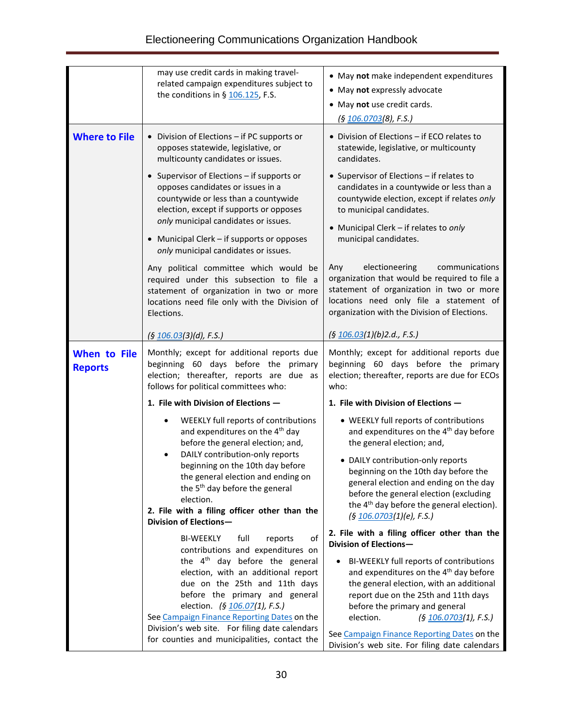| | | |
|---|---|---|
| | may use credit cards in making travel-related campaign expenditures subject to the conditions in § 106.125, F.S. | • May **not** make independent expenditures<br>• May **not** expressly advocate<br>• May **not** use credit cards.<br>*(§ 106.0703(8), F.S.)* |
| **Where to File** | • Division of Elections – if PC supports or opposes statewide, legislative, or multicounty candidates or issues.<br>• Supervisor of Elections – if supports or opposes candidates or issues in a countywide or less than a countywide election, except if supports or opposes *only* municipal candidates or issues.<br>• Municipal Clerk – if supports or opposes *only* municipal candidates or issues.<br><br>Any political committee which would be required under this subsection to file a statement of organization in two or more locations need file only with the Division of Elections.<br><br>*(§ 106.03(3)(d), F.S.)* | • Division of Elections – if ECO relates to statewide, legislative, or multicounty candidates.<br>• Supervisor of Elections – if relates to candidates in a countywide or less than a countywide election, except if relates *only* to municipal candidates.<br>• Municipal Clerk – if relates to *only* municipal candidates.<br><br>Any electioneering communications organization that would be required to file a statement of organization in two or more locations need only file a statement of organization with the Division of Elections.<br><br>*(§ 106.03(1)(b)2.d., F.S.)* |
| **When to File Reports** | Monthly; except for additional reports due beginning 60 days before the primary election; thereafter, reports are due as follows for political committees who:<br><br>**1. File with Division of Elections —**<br>• WEEKLY full reports of contributions and expenditures on the 4th day before the general election; and,<br>• DAILY contribution-only reports beginning on the 10th day before the general election and ending on the 5th day before the general election.<br><br>**2. File with a filing officer other than the Division of Elections—**<br>BI-WEEKLY full reports of contributions and expenditures on the 4th day before the general election, with an additional report due on the 25th and 11th days before the primary and general election. *(§ 106.07(1), F.S.)*<br>See Campaign Finance Reporting Dates on the Division's web site. For filing date calendars for counties and municipalities, contact the | Monthly; except for additional reports due beginning 60 days before the primary election; thereafter, reports are due for ECOs who:<br><br>**1. File with Division of Elections —**<br>• WEEKLY full reports of contributions and expenditures on the 4th day before the general election; and,<br>• DAILY contribution-only reports beginning on the 10th day before the general election and ending on the day before the general election (excluding the 4th day before the general election). *(§ 106.0703(1)(e), F.S.)*<br><br>**2. File with a filing officer other than the Division of Elections—**<br>• BI-WEEKLY full reports of contributions and expenditures on the 4th day before the general election, with an additional report due on the 25th and 11th days before the primary and general election. *(§ 106.0703(1), F.S.)*<br><br>See Campaign Finance Reporting Dates on the Division's web site. For filing date calendars |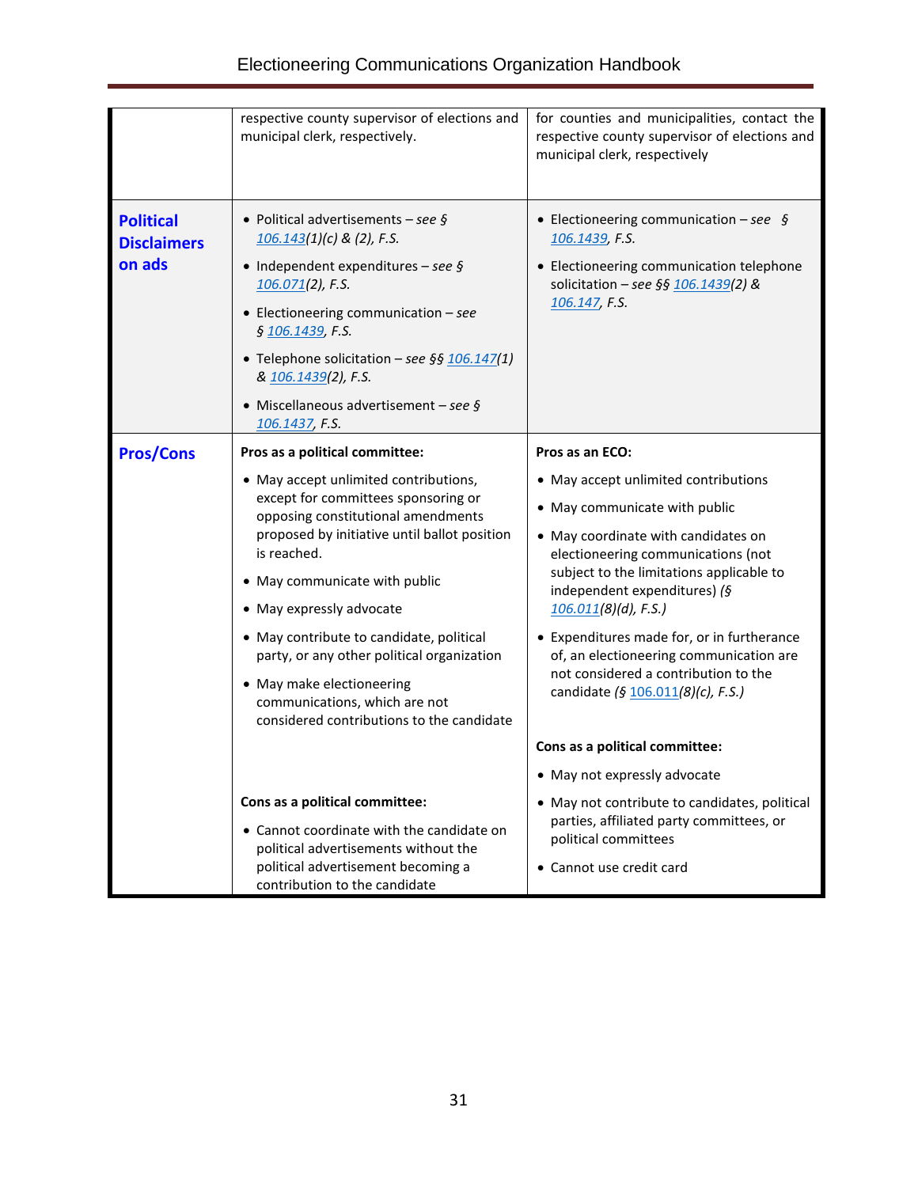| | | |
|---|---|---|
| | respective county supervisor of elections and municipal clerk, respectively. | for counties and municipalities, contact the respective county supervisor of elections and municipal clerk, respectively |
| **Political Disclaimers on ads** | • Political advertisements – *see §* *106.143(1)(c) & (2), F.S.*<br>• Independent expenditures – *see §* *106.071(2), F.S.*<br>• Electioneering communication – *see* *§ 106.1439, F.S.*<br>• Telephone solicitation – *see §§ 106.147(1) & 106.1439(2), F.S.*<br>• Miscellaneous advertisement – *see §* *106.1437, F.S.* | • Electioneering communication – *see §* *106.1439, F.S.*<br>• Electioneering communication telephone solicitation – *see §§ 106.1439(2) & 106.147, F.S.* |
| **Pros/Cons** | **Pros as a political committee:**<br>• May accept unlimited contributions, except for committees sponsoring or opposing constitutional amendments proposed by initiative until ballot position is reached.<br>• May communicate with public<br>• May expressly advocate<br>• May contribute to candidate, political party, or any other political organization<br>• May make electioneering communications, which are not considered contributions to the candidate<br><br>**Cons as a political committee:**<br>• Cannot coordinate with the candidate on political advertisements without the political advertisement becoming a contribution to the candidate | **Pros as an ECO:**<br>• May accept unlimited contributions<br>• May communicate with public<br>• May coordinate with candidates on electioneering communications (not subject to the limitations applicable to independent expenditures) *(§ 106.011(8)(d), F.S.)*<br>• Expenditures made for, or in furtherance of, an electioneering communication are not considered a contribution to the candidate *(§ 106.011(8)(c), F.S.)*<br><br>**Cons as a political committee:**<br>• May not expressly advocate<br>• May not contribute to candidates, political parties, affiliated party committees, or political committees<br>• Cannot use credit card |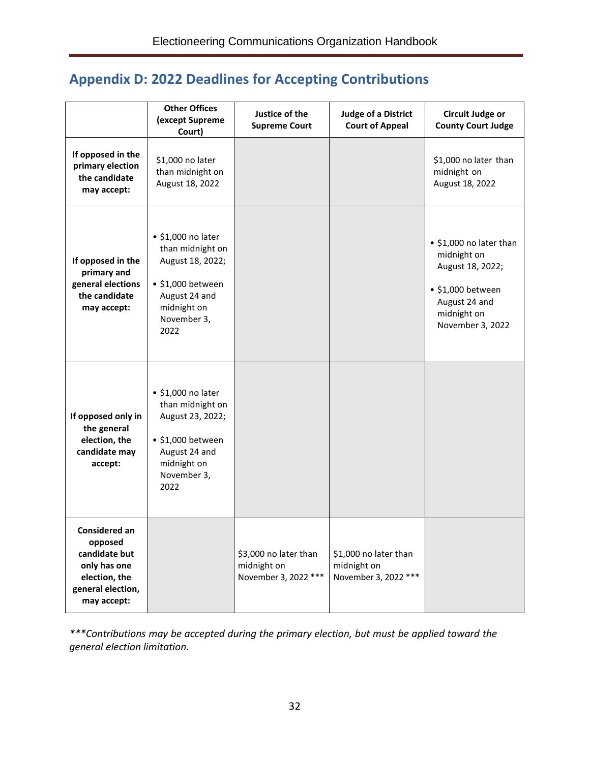## Appendix D: 2022 Deadlines for Accepting Contributions

| | Other Offices (except Supreme Court) | Justice of the Supreme Court | Judge of a District Court of Appeal | Circuit Judge or County Court Judge |
|---|---|---|---|---|
| **If opposed in the primary election the candidate may accept:** | $1,000 no later than midnight on August 18, 2022 | | | $1,000 no later than midnight on August 18, 2022 |
| **If opposed in the primary and general elections the candidate may accept:** | • $1,000 no later than midnight on August 18, 2022; • $1,000 between August 24 and midnight on November 3, 2022 | | | • $1,000 no later than midnight on August 18, 2022; • $1,000 between August 24 and midnight on November 3, 2022 |
| **If opposed only in the general election, the candidate may accept:** | • $1,000 no later than midnight on August 23, 2022; • $1,000 between August 24 and midnight on November 3, 2022 | | | |
| **Considered an opposed candidate but only has one election, the general election, may accept:** | | $3,000 no later than midnight on November 3, 2022 *** | $1,000 no later than midnight on November 3, 2022 *** | |

****Contributions may be accepted during the primary election, but must be applied toward the general election limitation.*